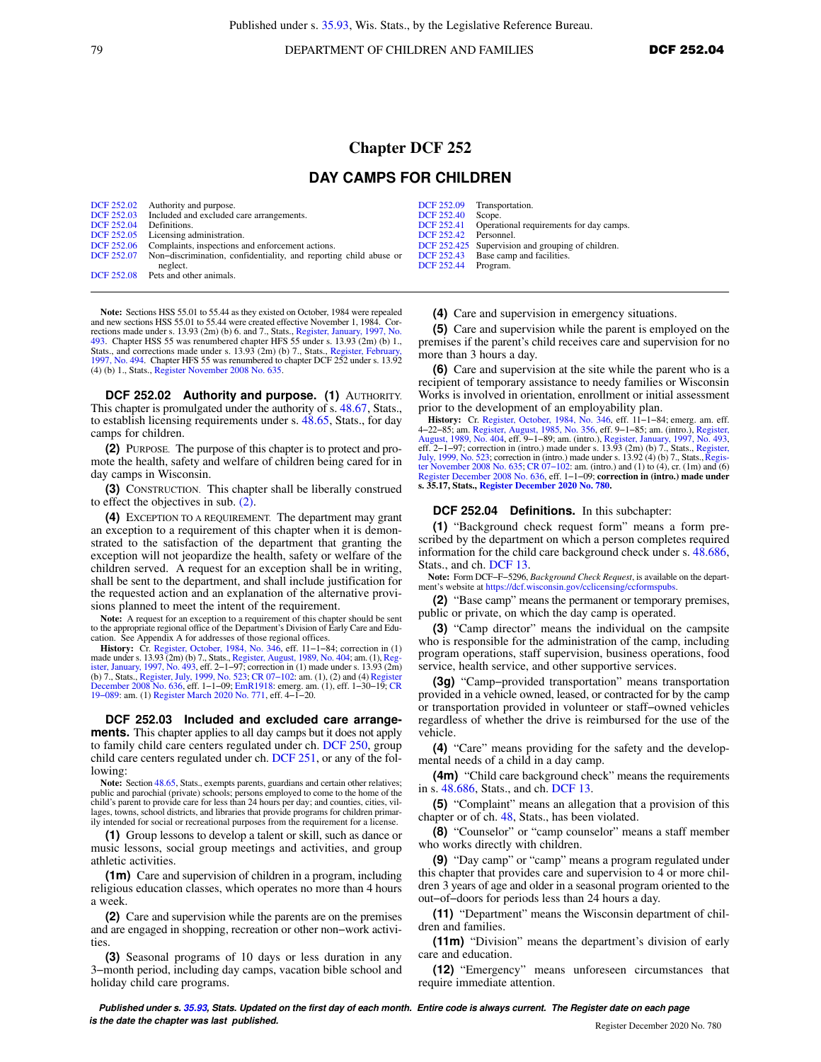# Chapter DCF 252

## DAY CAMPS FOR CHILDREN

| | | | |
|---|---|---|---|
| DCF 252.02 | Authority and purpose. | DCF 252.09 | Transportation. |
| DCF 252.03 | Included and excluded care arrangements. | DCF 252.40 | Scope. |
| DCF 252.04 | Definitions. | DCF 252.41 | Operational requirements for day camps. |
| DCF 252.05 | Licensing administration. | DCF 252.42 | Personnel. |
| DCF 252.06 | Complaints, inspections and enforcement actions. | DCF 252.425 | Supervision and grouping of children. |
| DCF 252.07 | Non−discrimination, confidentiality, and reporting child abuse or neglect. | DCF 252.43 | Base camp and facilities. |
| DCF 252.08 | Pets and other animals. | DCF 252.44 | Program. |

**Note:** Sections HSS 55.01 to 55.44 as they existed on October, 1984 were repealed and new sections HSS 55.01 to 55.44 were created effective November 1, 1984. Corrections made under s. 13.93 (2m) (b) 6. and 7., Stats., Register, January, 1997, No. 493. Chapter HSS 55 was renumbered chapter HFS 55 under s. 13.93 (2m) (b) 1., Stats., and corrections made under s. 13.93 (2m) (b) 7., Stats., Register, February, 1997, No. 494. Chapter HFS 55 was renumbered to chapter DCF 252 under s. 13.92 (4) (b) 1., Stats., Register November 2008 No. 635.

**DCF 252.02 Authority and purpose. (1)** AUTHORITY. This chapter is promulgated under the authority of s. 48.67, Stats., to establish licensing requirements under s. 48.65, Stats., for day camps for children.

**(2)** PURPOSE. The purpose of this chapter is to protect and promote the health, safety and welfare of children being cared for in day camps in Wisconsin.

**(3)** CONSTRUCTION. This chapter shall be liberally construed to effect the objectives in sub. (2).

**(4)** EXCEPTION TO A REQUIREMENT. The department may grant an exception to a requirement of this chapter when it is demonstrated to the satisfaction of the department that granting the exception will not jeopardize the health, safety or welfare of the children served. A request for an exception shall be in writing, shall be sent to the department, and shall include justification for the requested action and an explanation of the alternative provisions planned to meet the intent of the requirement.

**Note:** A request for an exception to a requirement of this chapter should be sent to the appropriate regional office of the Department's Division of Early Care and Education. See Appendix A for addresses of those regional offices.

**History:** Cr. Register, October, 1984, No. 346, eff. 11−1−84; correction in (1) made under s. 13.93 (2m) (b) 7., Stats., Register, August, 1989, No. 404; am. (1), Register, January, 1997, No. 493, eff. 2−1−97; correction in (1) made under s. 13.93 (2m) (b) 7., Stats., Register, July, 1999, No. 523; CR 07−102: am. (1), (2) and (4) Register December 2008 No. 636, eff. 1−1−09; EmR1918: emerg. am. (1), eff. 1−30−19; CR 19−089: am. (1) Register March 2020 No. 771, eff. 4−1−20.

**DCF 252.03 Included and excluded care arrangements.** This chapter applies to all day camps but it does not apply to family child care centers regulated under ch. DCF 250, group child care centers regulated under ch. DCF 251, or any of the following:

**Note:** Section 48.65, Stats., exempts parents, guardians and certain other relatives; public and parochial (private) schools; persons employed to come to the home of the child's parent to provide care for less than 24 hours per day; and counties, cities, villages, towns, school districts, and libraries that provide programs for children primarily intended for social or recreational purposes from the requirement for a license.

**(1)** Group lessons to develop a talent or skill, such as dance or music lessons, social group meetings and activities, and group athletic activities.

**(1m)** Care and supervision of children in a program, including religious education classes, which operates no more than 4 hours a week.

**(2)** Care and supervision while the parents are on the premises and are engaged in shopping, recreation or other non−work activities.

**(3)** Seasonal programs of 10 days or less duration in any 3−month period, including day camps, vacation bible school and holiday child care programs.

**(4)** Care and supervision in emergency situations.

**(5)** Care and supervision while the parent is employed on the premises if the parent's child receives care and supervision for no more than 3 hours a day.

**(6)** Care and supervision at the site while the parent who is a recipient of temporary assistance to needy families or Wisconsin Works is involved in orientation, enrollment or initial assessment prior to the development of an employability plan.

**History:** Cr. Register, October, 1984, No. 346, eff. 11−1−84; emerg. am. eff. 4−22−85; am. Register, August, 1985, No. 356, eff. 9−1−85; am. (intro.), Register, August, 1989, No. 404, eff. 9−1−89; am. (intro.), Register, January, 1997, No. 493, eff. 2−1−97; correction in (intro.) made under s. 13.93 (2m) (b) 7., Stats., Register, July, 1999, No. 523; correction in (intro.) made under s. 13.92 (4) (b) 7., Stats., Register November 2008 No. 635; CR 07−102: am. (intro.) and (1) to (4), cr. (1m) and (6) Register December 2008 No. 636, eff. 1−1−09; **correction in (intro.) made under s. 35.17, Stats., Register December 2020 No. 780.**

**DCF 252.04 Definitions.** In this subchapter:

**(1)** "Background check request form" means a form prescribed by the department on which a person completes required information for the child care background check under s. 48.686, Stats., and ch. DCF 13.

**Note:** Form DCF−F−5296, *Background Check Request*, is available on the department's website at https://dcf.wisconsin.gov/cclicensing/ccformspubs.

**(2)** "Base camp" means the permanent or temporary premises, public or private, on which the day camp is operated.

**(3)** "Camp director" means the individual on the campsite who is responsible for the administration of the camp, including program operations, staff supervision, business operations, food service, health service, and other supportive services.

**(3g)** "Camp−provided transportation" means transportation provided in a vehicle owned, leased, or contracted for by the camp or transportation provided in volunteer or staff−owned vehicles regardless of whether the drive is reimbursed for the use of the vehicle.

**(4)** "Care" means providing for the safety and the developmental needs of a child in a day camp.

**(4m)** "Child care background check" means the requirements in s. 48.686, Stats., and ch. DCF 13.

**(5)** "Complaint" means an allegation that a provision of this chapter or of ch. 48, Stats., has been violated.

**(8)** "Counselor" or "camp counselor" means a staff member who works directly with children.

**(9)** "Day camp" or "camp" means a program regulated under this chapter that provides care and supervision to 4 or more children 3 years of age and older in a seasonal program oriented to the out−of−doors for periods less than 24 hours a day.

**(11)** "Department" means the Wisconsin department of children and families.

**(11m)** "Division" means the department's division of early care and education.

**(12)** "Emergency" means unforeseen circumstances that require immediate attention.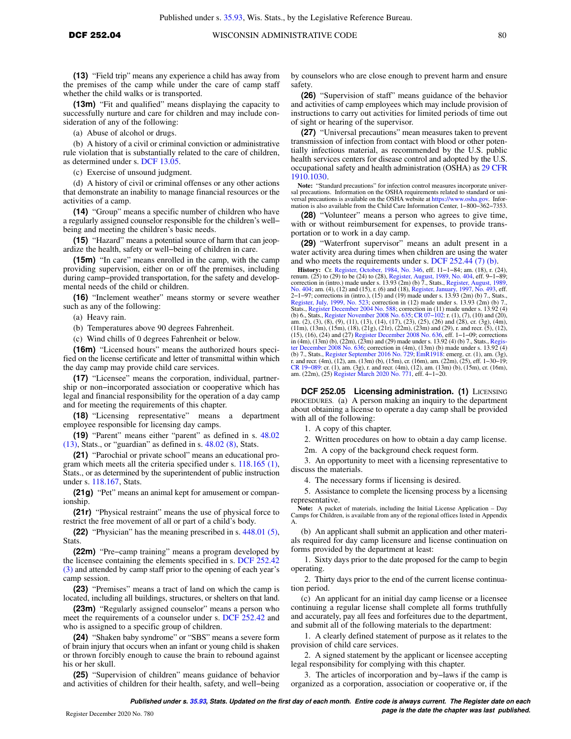**(13)** "Field trip" means any experience a child has away from the premises of the camp while under the care of camp staff whether the child walks or is transported.

**(13m)** "Fit and qualified" means displaying the capacity to successfully nurture and care for children and may include consideration of any of the following:

(a) Abuse of alcohol or drugs.

(b) A history of a civil or criminal conviction or administrative rule violation that is substantially related to the care of children, as determined under s. DCF 13.05.

(c) Exercise of unsound judgment.

(d) A history of civil or criminal offenses or any other actions that demonstrate an inability to manage financial resources or the activities of a camp.

**(14)** "Group" means a specific number of children who have a regularly assigned counselor responsible for the children's well−being and meeting the children's basic needs.

**(15)** "Hazard" means a potential source of harm that can jeopardize the health, safety or well−being of children in care.

**(15m)** "In care" means enrolled in the camp, with the camp providing supervision, either on or off the premises, including during camp−provided transportation, for the safety and developmental needs of the child or children.

**(16)** "Inclement weather" means stormy or severe weather such as any of the following:

(a) Heavy rain.

(b) Temperatures above 90 degrees Fahrenheit.

(c) Wind chills of 0 degrees Fahrenheit or below.

**(16m)** "Licensed hours" means the authorized hours specified on the license certificate and letter of transmittal within which the day camp may provide child care services.

**(17)** "Licensee" means the corporation, individual, partnership or non−incorporated association or cooperative which has legal and financial responsibility for the operation of a day camp and for meeting the requirements of this chapter.

**(18)** "Licensing representative" means a department employee responsible for licensing day camps.

**(19)** "Parent" means either "parent" as defined in s. 48.02 (13), Stats., or "guardian" as defined in s. 48.02 (8), Stats.

**(21)** "Parochial or private school" means an educational program which meets all the criteria specified under s. 118.165 (1), Stats., or as determined by the superintendent of public instruction under s. 118.167, Stats.

**(21g)** "Pet" means an animal kept for amusement or companionship.

**(21r)** "Physical restraint" means the use of physical force to restrict the free movement of all or part of a child's body.

**(22)** "Physician" has the meaning prescribed in s. 448.01 (5), Stats.

**(22m)** "Pre−camp training" means a program developed by the licensee containing the elements specified in s. DCF 252.42 (3) and attended by camp staff prior to the opening of each year's camp session.

**(23)** "Premises" means a tract of land on which the camp is located, including all buildings, structures, or shelters on that land.

**(23m)** "Regularly assigned counselor" means a person who meet the requirements of a counselor under s. DCF 252.42 and who is assigned to a specific group of children.

**(24)** "Shaken baby syndrome" or "SBS" means a severe form of brain injury that occurs when an infant or young child is shaken or thrown forcibly enough to cause the brain to rebound against his or her skull.

**(25)** "Supervision of children" means guidance of behavior and activities of children for their health, safety, and well−being by counselors who are close enough to prevent harm and ensure safety.

**(26)** "Supervision of staff" means guidance of the behavior and activities of camp employees which may include provision of instructions to carry out activities for limited periods of time out of sight or hearing of the supervisor.

**(27)** "Universal precautions" mean measures taken to prevent transmission of infection from contact with blood or other potentially infectious material, as recommended by the U.S. public health services centers for disease control and adopted by the U.S. occupational safety and health administration (OSHA) as 29 CFR 1910.1030.

**Note:** "Standard precautions" for infection control measures incorporate universal precautions. Information on the OSHA requirements related to standard or universal precautions is available on the OSHA website at https://www.osha.gov. Information is also available from the Child Care Information Center, 1−800−362−7353.

**(28)** "Volunteer" means a person who agrees to give time, with or without reimbursement for expenses, to provide transportation or to work in a day camp.

**(29)** "Waterfront supervisor" means an adult present in a water activity area during times when children are using the water and who meets the requirements under s. DCF 252.44 (7) (b).

**History:** Cr. Register, October, 1984, No. 346, eff. 11−1−84; am. (18), r. (24), renum. (25) to (29) to be (24) to (28), Register, August, 1989, No. 404, eff. 9−1−89; correction in (intro.) made under s. 13.93 (2m) (b) 7., Stats., Register, August, 1989, No. 404; am. (4), (12) and (15), r. (6) and (18), Register, January, 1997, No. 493, eff. 2−1−97; corrections in (intro.), (15) and (19) made under s. 13.93 (2m) (b) 7., Stats., Register, July, 1999, No. 523; correction in (12) made under s. 13.93 (2m) (b) 7., Stats., Register December 2004 No. 588; correction in (11) made under s. 13.92 (4) (b) 6., Stats., Register November 2008 No. 635; CR 07−102: r. (1), (7), (10) and (20), am. (2), (3), (8), (9), (11), (13), (14), (17), (23), (25), (26) and (28), cr. (3g), (4m), (11m), (13m), (15m), (18), (21g), (21r), (22m), (23m) and (29), r. and recr. (5), (12), (15), (16), (24) and (27) Register December 2008 No. 636, eff. 1−1−09; corrections in (4m), (13m) (b), (22m), (23m) and (29) made under s. 13.92 (4) (b) 7., Stats., Register December 2008 No. 636; correction in (4m), (13m) (b) made under s. 13.92 (4) (b) 7., Stats., Register September 2016 No. 729; EmR1918: emerg. cr. (1), am. (3g), r. and recr. (4m), (12), am. (13m) (b), (15m), cr. (16m), am. (22m), (25), eff. 1−30−19; CR 19−089: cr. (1), am. (3g), r. and recr. (4m), (12), am. (13m) (b), (15m), cr. (16m), am. (22m), (25) Register March 2020 No. 771, eff. 4−1−20.

**DCF 252.05 Licensing administration. (1)** LICENSING PROCEDURES. (a) A person making an inquiry to the department about obtaining a license to operate a day camp shall be provided with all of the following:

1. A copy of this chapter.

2. Written procedures on how to obtain a day camp license.

2m. A copy of the background check request form.

3. An opportunity to meet with a licensing representative to discuss the materials.

4. The necessary forms if licensing is desired.

5. Assistance to complete the licensing process by a licensing representative.

**Note:** A packet of materials, including the Initial License Application – Day Camps for Children, is available from any of the regional offices listed in Appendix A.

(b) An applicant shall submit an application and other materials required for day camp licensure and license continuation on forms provided by the department at least:

1. Sixty days prior to the date proposed for the camp to begin operating.

2. Thirty days prior to the end of the current license continuation period.

(c) An applicant for an initial day camp license or a licensee continuing a regular license shall complete all forms truthfully and accurately, pay all fees and forfeitures due to the department, and submit all of the following materials to the department:

1. A clearly defined statement of purpose as it relates to the provision of child care services.

2. A signed statement by the applicant or licensee accepting legal responsibility for complying with this chapter.

3. The articles of incorporation and by−laws if the camp is organized as a corporation, association or cooperative or, if the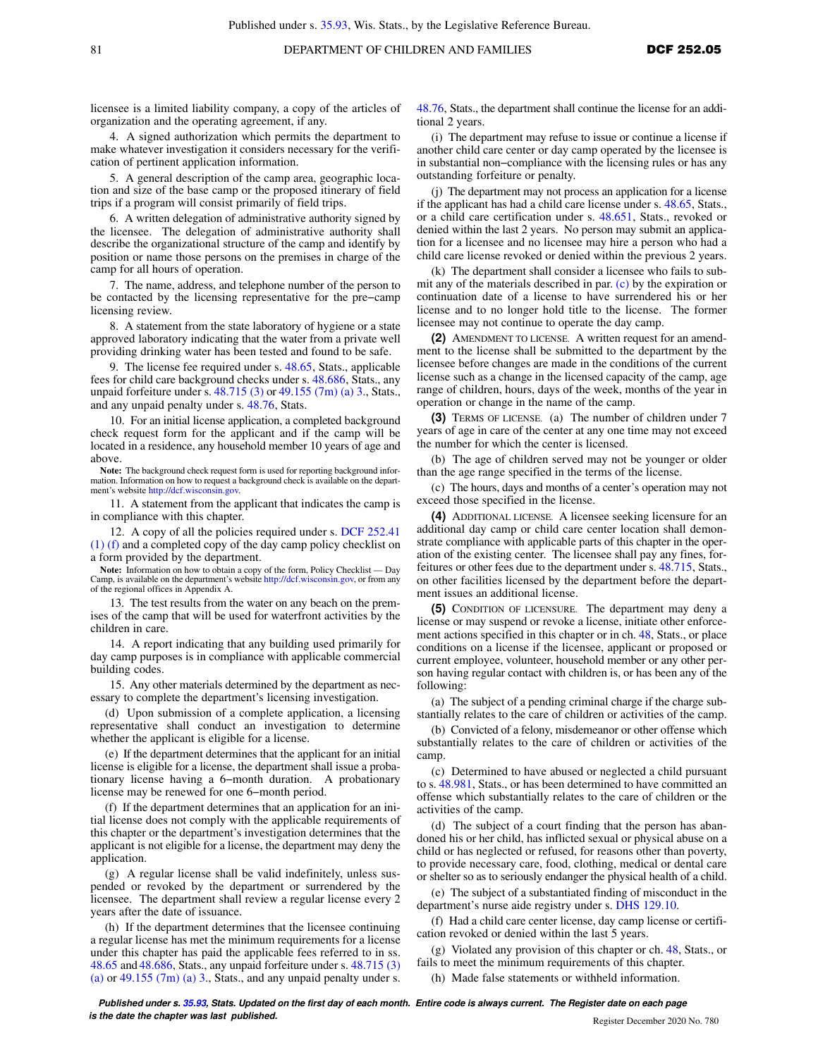licensee is a limited liability company, a copy of the articles of organization and the operating agreement, if any.

4. A signed authorization which permits the department to make whatever investigation it considers necessary for the verification of pertinent application information.

5. A general description of the camp area, geographic location and size of the base camp or the proposed itinerary of field trips if a program will consist primarily of field trips.

6. A written delegation of administrative authority signed by the licensee. The delegation of administrative authority shall describe the organizational structure of the camp and identify by position or name those persons on the premises in charge of the camp for all hours of operation.

7. The name, address, and telephone number of the person to be contacted by the licensing representative for the pre−camp licensing review.

8. A statement from the state laboratory of hygiene or a state approved laboratory indicating that the water from a private well providing drinking water has been tested and found to be safe.

9. The license fee required under s. 48.65, Stats., applicable fees for child care background checks under s. 48.686, Stats., any unpaid forfeiture under s. 48.715 (3) or 49.155 (7m) (a) 3., Stats., and any unpaid penalty under s. 48.76, Stats.

10. For an initial license application, a completed background check request form for the applicant and if the camp will be located in a residence, any household member 10 years of age and above.

**Note:** The background check request form is used for reporting background information. Information on how to request a background check is available on the department's website http://dcf.wisconsin.gov.

11. A statement from the applicant that indicates the camp is in compliance with this chapter.

12. A copy of all the policies required under s. DCF 252.41 (1) (f) and a completed copy of the day camp policy checklist on a form provided by the department.

**Note:** Information on how to obtain a copy of the form, Policy Checklist — Day Camp, is available on the department's website http://dcf.wisconsin.gov, or from any of the regional offices in Appendix A.

13. The test results from the water on any beach on the premises of the camp that will be used for waterfront activities by the children in care.

14. A report indicating that any building used primarily for day camp purposes is in compliance with applicable commercial building codes.

15. Any other materials determined by the department as necessary to complete the department's licensing investigation.

(d) Upon submission of a complete application, a licensing representative shall conduct an investigation to determine whether the applicant is eligible for a license.

(e) If the department determines that the applicant for an initial license is eligible for a license, the department shall issue a probationary license having a 6−month duration. A probationary license may be renewed for one 6−month period.

(f) If the department determines that an application for an initial license does not comply with the applicable requirements of this chapter or the department's investigation determines that the applicant is not eligible for a license, the department may deny the application.

(g) A regular license shall be valid indefinitely, unless suspended or revoked by the department or surrendered by the licensee. The department shall review a regular license every 2 years after the date of issuance.

(h) If the department determines that the licensee continuing a regular license has met the minimum requirements for a license under this chapter has paid the applicable fees referred to in ss. 48.65 and 48.686, Stats., any unpaid forfeiture under s. 48.715 (3) (a) or 49.155 (7m) (a) 3., Stats., and any unpaid penalty under s. 48.76, Stats., the department shall continue the license for an additional 2 years.

(i) The department may refuse to issue or continue a license if another child care center or day camp operated by the licensee is in substantial non−compliance with the licensing rules or has any outstanding forfeiture or penalty.

(j) The department may not process an application for a license if the applicant has had a child care license under s. 48.65, Stats., or a child care certification under s. 48.651, Stats., revoked or denied within the last 2 years. No person may submit an application for a licensee and no licensee may hire a person who had a child care license revoked or denied within the previous 2 years.

(k) The department shall consider a licensee who fails to submit any of the materials described in par. (c) by the expiration or continuation date of a license to have surrendered his or her license and to no longer hold title to the license. The former licensee may not continue to operate the day camp.

**(2)** Amendment to license. A written request for an amendment to the license shall be submitted to the department by the licensee before changes are made in the conditions of the current license such as a change in the licensed capacity of the camp, age range of children, hours, days of the week, months of the year in operation or change in the name of the camp.

**(3)** Terms of license. (a) The number of children under 7 years of age in care of the center at any one time may not exceed the number for which the center is licensed.

(b) The age of children served may not be younger or older than the age range specified in the terms of the license.

(c) The hours, days and months of a center's operation may not exceed those specified in the license.

**(4)** Additional license. A licensee seeking licensure for an additional day camp or child care center location shall demonstrate compliance with applicable parts of this chapter in the operation of the existing center. The licensee shall pay any fines, forfeitures or other fees due to the department under s. 48.715, Stats., on other facilities licensed by the department before the department issues an additional license.

**(5)** Condition of licensure. The department may deny a license or may suspend or revoke a license, initiate other enforcement actions specified in this chapter or in ch. 48, Stats., or place conditions on a license if the licensee, applicant or proposed or current employee, volunteer, household member or any other person having regular contact with children is, or has been any of the following:

(a) The subject of a pending criminal charge if the charge substantially relates to the care of children or activities of the camp.

(b) Convicted of a felony, misdemeanor or other offense which substantially relates to the care of children or activities of the camp.

(c) Determined to have abused or neglected a child pursuant to s. 48.981, Stats., or has been determined to have committed an offense which substantially relates to the care of children or the activities of the camp.

(d) The subject of a court finding that the person has abandoned his or her child, has inflicted sexual or physical abuse on a child or has neglected or refused, for reasons other than poverty, to provide necessary care, food, clothing, medical or dental care or shelter so as to seriously endanger the physical health of a child.

(e) The subject of a substantiated finding of misconduct in the department's nurse aide registry under s. DHS 129.10.

(f) Had a child care center license, day camp license or certification revoked or denied within the last 5 years.

(g) Violated any provision of this chapter or ch. 48, Stats., or fails to meet the minimum requirements of this chapter.

(h) Made false statements or withheld information.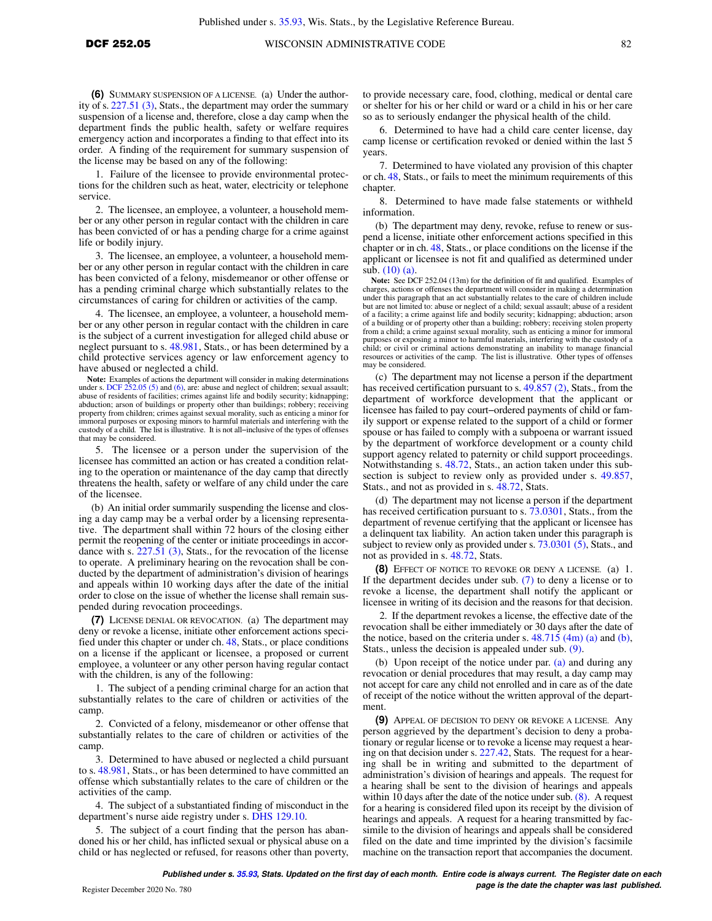**(6)** SUMMARY SUSPENSION OF A LICENSE. (a) Under the authority of s. 227.51 (3), Stats., the department may order the summary suspension of a license and, therefore, close a day camp when the department finds the public health, safety or welfare requires emergency action and incorporates a finding to that effect into its order. A finding of the requirement for summary suspension of the license may be based on any of the following:

1. Failure of the licensee to provide environmental protections for the children such as heat, water, electricity or telephone service.

2. The licensee, an employee, a volunteer, a household member or any other person in regular contact with the children in care has been convicted of or has a pending charge for a crime against life or bodily injury.

3. The licensee, an employee, a volunteer, a household member or any other person in regular contact with the children in care has been convicted of a felony, misdemeanor or other offense or has a pending criminal charge which substantially relates to the circumstances of caring for children or activities of the camp.

4. The licensee, an employee, a volunteer, a household member or any other person in regular contact with the children in care is the subject of a current investigation for alleged child abuse or neglect pursuant to s. 48.981, Stats., or has been determined by a child protective services agency or law enforcement agency to have abused or neglected a child.

**Note:** Examples of actions the department will consider in making determinations under s. DCF 252.05 (5) and (6), are: abuse and neglect of children; sexual assault; abuse of residents of facilities; crimes against life and bodily security; kidnapping; abduction; arson of buildings or property other than buildings; robbery; receiving property from children; crimes against sexual morality, such as enticing a minor for immoral purposes or exposing minors to harmful materials and interfering with the custody of a child. The list is illustrative. It is not all–inclusive of the types of offenses that may be considered.

5. The licensee or a person under the supervision of the licensee has committed an action or has created a condition relating to the operation or maintenance of the day camp that directly threatens the health, safety or welfare of any child under the care of the licensee.

(b) An initial order summarily suspending the license and closing a day camp may be a verbal order by a licensing representative. The department shall within 72 hours of the closing either permit the reopening of the center or initiate proceedings in accordance with s. 227.51 (3), Stats., for the revocation of the license to operate. A preliminary hearing on the revocation shall be conducted by the department of administration's division of hearings and appeals within 10 working days after the date of the initial order to close on the issue of whether the license shall remain suspended during revocation proceedings.

**(7)** LICENSE DENIAL OR REVOCATION. (a) The department may deny or revoke a license, initiate other enforcement actions specified under this chapter or under ch. 48, Stats., or place conditions on a license if the applicant or licensee, a proposed or current employee, a volunteer or any other person having regular contact with the children, is any of the following:

1. The subject of a pending criminal charge for an action that substantially relates to the care of children or activities of the camp.

2. Convicted of a felony, misdemeanor or other offense that substantially relates to the care of children or activities of the camp.

3. Determined to have abused or neglected a child pursuant to s. 48.981, Stats., or has been determined to have committed an offense which substantially relates to the care of children or the activities of the camp.

4. The subject of a substantiated finding of misconduct in the department's nurse aide registry under s. DHS 129.10.

5. The subject of a court finding that the person has abandoned his or her child, has inflicted sexual or physical abuse on a child or has neglected or refused, for reasons other than poverty, to provide necessary care, food, clothing, medical or dental care or shelter for his or her child or ward or a child in his or her care so as to seriously endanger the physical health of the child.

6. Determined to have had a child care center license, day camp license or certification revoked or denied within the last 5 years.

7. Determined to have violated any provision of this chapter or ch. 48, Stats., or fails to meet the minimum requirements of this chapter.

8. Determined to have made false statements or withheld information.

(b) The department may deny, revoke, refuse to renew or suspend a license, initiate other enforcement actions specified in this chapter or in ch. 48, Stats., or place conditions on the license if the applicant or licensee is not fit and qualified as determined under sub. (10) (a).

**Note:** See DCF 252.04 (13m) for the definition of fit and qualified. Examples of charges, actions or offenses the department will consider in making a determination under this paragraph that an act substantially relates to the care of children include but are not limited to: abuse or neglect of a child; sexual assault; abuse of a resident of a facility; a crime against life and bodily security; kidnapping; abduction; arson of a building or of property other than a building; robbery; receiving stolen property from a child; a crime against sexual morality, such as enticing a minor for immoral purposes or exposing a minor to harmful materials, interfering with the custody of a child; or civil or criminal actions demonstrating an inability to manage financial resources or activities of the camp. The list is illustrative. Other types of offenses may be considered.

(c) The department may not license a person if the department has received certification pursuant to s. 49.857 (2), Stats., from the department of workforce development that the applicant or licensee has failed to pay court–ordered payments of child or family support or expense related to the support of a child or former spouse or has failed to comply with a subpoena or warrant issued by the department of workforce development or a county child support agency related to paternity or child support proceedings. Notwithstanding s. 48.72, Stats., an action taken under this subsection is subject to review only as provided under s. 49.857, Stats., and not as provided in s. 48.72, Stats.

(d) The department may not license a person if the department has received certification pursuant to s. 73.0301, Stats., from the department of revenue certifying that the applicant or licensee has a delinquent tax liability. An action taken under this paragraph is subject to review only as provided under s. 73.0301 (5), Stats., and not as provided in s. 48.72, Stats.

**(8)** EFFECT OF NOTICE TO REVOKE OR DENY A LICENSE. (a) 1. If the department decides under sub. (7) to deny a license or to revoke a license, the department shall notify the applicant or licensee in writing of its decision and the reasons for that decision.

2. If the department revokes a license, the effective date of the revocation shall be either immediately or 30 days after the date of the notice, based on the criteria under s. 48.715 (4m) (a) and (b), Stats., unless the decision is appealed under sub. (9).

(b) Upon receipt of the notice under par. (a) and during any revocation or denial procedures that may result, a day camp may not accept for care any child not enrolled and in care as of the date of receipt of the notice without the written approval of the department.

**(9)** APPEAL OF DECISION TO DENY OR REVOKE A LICENSE. Any person aggrieved by the department's decision to deny a probationary or regular license or to revoke a license may request a hearing on that decision under s. 227.42, Stats. The request for a hearing shall be in writing and submitted to the department of administration's division of hearings and appeals. The request for a hearing shall be sent to the division of hearings and appeals within 10 days after the date of the notice under sub. (8). A request for a hearing is considered filed upon its receipt by the division of hearings and appeals. A request for a hearing transmitted by facsimile to the division of hearings and appeals shall be considered filed on the date and time imprinted by the division's facsimile machine on the transaction report that accompanies the document.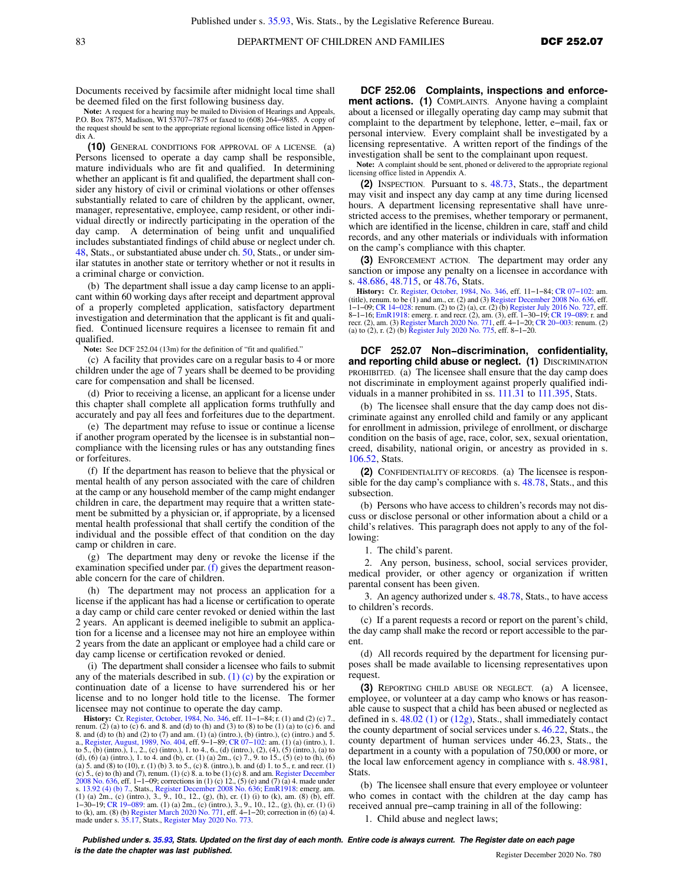Documents received by facsimile after midnight local time shall be deemed filed on the first following business day.

**Note:** A request for a hearing may be mailed to Division of Hearings and Appeals, P.O. Box 7875, Madison, WI 53707−7875 or faxed to (608) 264−9885. A copy of the request should be sent to the appropriate regional licensing office listed in Appendix A.

**(10)** GENERAL CONDITIONS FOR APPROVAL OF A LICENSE. (a) Persons licensed to operate a day camp shall be responsible, mature individuals who are fit and qualified. In determining whether an applicant is fit and qualified, the department shall consider any history of civil or criminal violations or other offenses substantially related to care of children by the applicant, owner, manager, representative, employee, camp resident, or other individual directly or indirectly participating in the operation of the day camp. A determination of being unfit and unqualified includes substantiated findings of child abuse or neglect under ch. 48, Stats., or substantiated abuse under ch. 50, Stats., or under similar statutes in another state or territory whether or not it results in a criminal charge or conviction.

(b) The department shall issue a day camp license to an applicant within 60 working days after receipt and department approval of a properly completed application, satisfactory department investigation and determination that the applicant is fit and qualified. Continued licensure requires a licensee to remain fit and qualified.

**Note:** See DCF 252.04 (13m) for the definition of "fit and qualified."

(c) A facility that provides care on a regular basis to 4 or more children under the age of 7 years shall be deemed to be providing care for compensation and shall be licensed.

(d) Prior to receiving a license, an applicant for a license under this chapter shall complete all application forms truthfully and accurately and pay all fees and forfeitures due to the department.

(e) The department may refuse to issue or continue a license if another program operated by the licensee is in substantial non−compliance with the licensing rules or has any outstanding fines or forfeitures.

(f) If the department has reason to believe that the physical or mental health of any person associated with the care of children at the camp or any household member of the camp might endanger children in care, the department may require that a written statement be submitted by a physician or, if appropriate, by a licensed mental health professional that shall certify the condition of the individual and the possible effect of that condition on the day camp or children in care.

(g) The department may deny or revoke the license if the examination specified under par. (f) gives the department reasonable concern for the care of children.

(h) The department may not process an application for a license if the applicant has had a license or certification to operate a day camp or child care center revoked or denied within the last 2 years. An applicant is deemed ineligible to submit an application for a license and a licensee may not hire an employee within 2 years from the date an applicant or employee had a child care or day camp license or certification revoked or denied.

(i) The department shall consider a licensee who fails to submit any of the materials described in sub. (1) (c) by the expiration or continuation date of a license to have surrendered his or her license and to no longer hold title to the license. The former licensee may not continue to operate the day camp.

**History:** Cr. Register, October, 1984, No. 346, eff. 11−1−84; r. (1) and (2) (c) 7., renum. (2) (a) to (c) 6. and 8. and (d) to (h) and (3) to (8) to be (1) (a) to (c) 6. and 8. and (d) to (h) and (2) to (7) and am. (1) (a) (intro.), (b) (intro.), (c) (intro.) and 5. a., Register, August, 1989, No. 404, eff. 9−1−89; CR 07−102: am. (1) (a) (intro.), 1. to 5., (b) (intro.), 1., 2., (c) (intro.), 1. to 4., 6., (d) (intro.), (2), (4), (5) (intro.), (a) to (d), (6) (a) (intro.), 1. to 4. and (b), cr. (1) (a) 2m., (c) 7., 9. to 15., (5) (e) to (h), (6) (a) 5. and (8) to (10), r. (1) (b) 3. to 5., (c) 8. (intro.), b. and (d) 1. to 5., r. and recr. (1) (c) 5., (e) to (h) and (7), renum. (1) (c) 8. a. to be (1) (c) 8. and am. Register December 2008 No. 636, eff. 1−1−09; corrections in (1) (c) 12., (5) (e) and (7) (a) 4. made under s. 13.92 (4) (b) 7., Stats., Register December 2008 No. 636; EmR1918: emerg. am. (1) (a) 2m., (c) (intro.), 3., 9., 10., 12., (g), (h), cr. (1) (i) to (k), am. (8) (b), eff. 1−30−19; CR 19−089: am. (1) (a) 2m., (c) (intro.), 3., 9., 10., 12., (g), (h), cr. (1) (i) to (k), am. (8) (b) Register March 2020 No. 771, eff. 4−1−20; correction in (6) (a) 4. made under s. 35.17, Stats., Register May 2020 No. 773.

**DCF 252.06 Complaints, inspections and enforcement actions. (1)** COMPLAINTS. Anyone having a complaint about a licensed or illegally operating day camp may submit that complaint to the department by telephone, letter, e−mail, fax or personal interview. Every complaint shall be investigated by a licensing representative. A written report of the findings of the investigation shall be sent to the complainant upon request.

**Note:** A complaint should be sent, phoned or delivered to the appropriate regional licensing office listed in Appendix A.

**(2)** INSPECTION. Pursuant to s. 48.73, Stats., the department may visit and inspect any day camp at any time during licensed hours. A department licensing representative shall have unrestricted access to the premises, whether temporary or permanent, which are identified in the license, children in care, staff and child records, and any other materials or individuals with information on the camp's compliance with this chapter.

**(3)** ENFORCEMENT ACTION. The department may order any sanction or impose any penalty on a licensee in accordance with s. 48.686, 48.715, or 48.76, Stats.

**History:** Cr. Register, October, 1984, No. 346, eff. 11−1−84; CR 07−102: am. (title), renum. to be (1) and am., cr. (2) and (3) Register December 2008 No. 636, eff. 1−1−09; CR 14−028: renum. (2) to (2) (a), cr. (2) (b) Register July 2016 No. 727, eff. 8−1−16; EmR1918: emerg. r. and recr. (2), am. (3), eff. 1−30−19; CR 19−089: r. and recr. (2), am. (3) Register March 2020 No. 771, eff. 4−1−20; CR 20−003: renum. (2) (a) to (2), r. (2) (b) Register July 2020 No. 775, eff. 8−1−20.

**DCF 252.07 Non−discrimination, confidentiality, and reporting child abuse or neglect. (1)** DISCRIMINATION PROHIBITED. (a) The licensee shall ensure that the day camp does not discriminate in employment against properly qualified individuals in a manner prohibited in ss. 111.31 to 111.395, Stats.

(b) The licensee shall ensure that the day camp does not discriminate against any enrolled child and family or any applicant for enrollment in admission, privilege of enrollment, or discharge condition on the basis of age, race, color, sex, sexual orientation, creed, disability, national origin, or ancestry as provided in s. 106.52, Stats.

**(2)** CONFIDENTIALITY OF RECORDS. (a) The licensee is responsible for the day camp's compliance with s. 48.78, Stats., and this subsection.

(b) Persons who have access to children's records may not discuss or disclose personal or other information about a child or a child's relatives. This paragraph does not apply to any of the following:

1. The child's parent.

2. Any person, business, school, social services provider, medical provider, or other agency or organization if written parental consent has been given.

3. An agency authorized under s. 48.78, Stats., to have access to children's records.

(c) If a parent requests a record or report on the parent's child, the day camp shall make the record or report accessible to the parent.

(d) All records required by the department for licensing purposes shall be made available to licensing representatives upon request.

**(3)** REPORTING CHILD ABUSE OR NEGLECT. (a) A licensee, employee, or volunteer at a day camp who knows or has reasonable cause to suspect that a child has been abused or neglected as defined in s. 48.02 (1) or (12g), Stats., shall immediately contact the county department of social services under s. 46.22, Stats., the county department of human services under 46.23, Stats., the department in a county with a population of 750,000 or more, or the local law enforcement agency in compliance with s. 48.981, Stats.

(b) The licensee shall ensure that every employee or volunteer who comes in contact with the children at the day camp has received annual pre−camp training in all of the following:

1. Child abuse and neglect laws;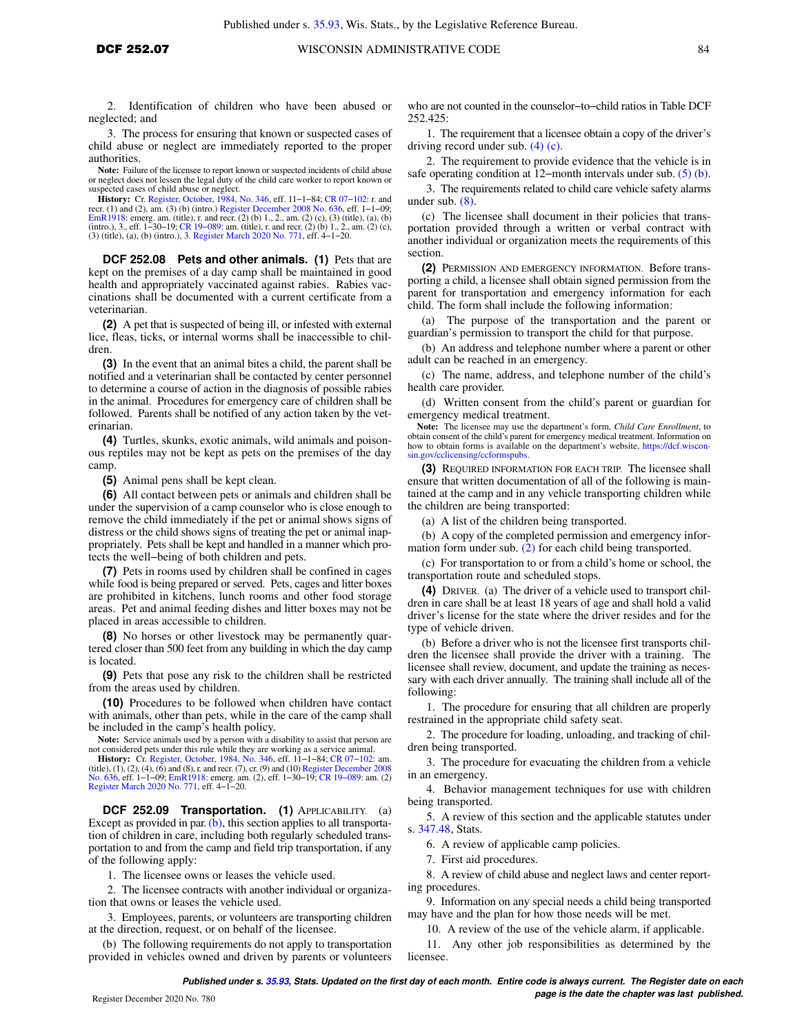2. Identification of children who have been abused or neglected; and

3. The process for ensuring that known or suspected cases of child abuse or neglect are immediately reported to the proper authorities.

**Note:** Failure of the licensee to report known or suspected incidents of child abuse or neglect does not lessen the legal duty of the child care worker to report known or suspected cases of child abuse or neglect.

**History:** Cr. Register, October, 1984, No. 346, eff. 11–1–84; CR 07–102: r. and recr. (1) and (2), am. (3) (b) (intro.) Register December 2008 No. 636, eff. 1–1–09; EmR1918: emerg. am. (title), r. and recr. (2) (b) 1., 2., am. (2) (c), (3) (title), (a), (b) (intro.), 3., eff. 1–30–19; CR 19–089: am. (title), r. and recr. (2) (b) 1., 2., am. (2) (c), (3) (title), (a), (b) (intro.), 3. Register March 2020 No. 771, eff. 4–1–20.

**DCF 252.08 Pets and other animals.** **(1)** Pets that are kept on the premises of a day camp shall be maintained in good health and appropriately vaccinated against rabies. Rabies vaccinations shall be documented with a current certificate from a veterinarian.

**(2)** A pet that is suspected of being ill, or infested with external lice, fleas, ticks, or internal worms shall be inaccessible to children.

**(3)** In the event that an animal bites a child, the parent shall be notified and a veterinarian shall be contacted by center personnel to determine a course of action in the diagnosis of possible rabies in the animal. Procedures for emergency care of children shall be followed. Parents shall be notified of any action taken by the veterinarian.

**(4)** Turtles, skunks, exotic animals, wild animals and poisonous reptiles may not be kept as pets on the premises of the day camp.

**(5)** Animal pens shall be kept clean.

**(6)** All contact between pets or animals and children shall be under the supervision of a camp counselor who is close enough to remove the child immediately if the pet or animal shows signs of distress or the child shows signs of treating the pet or animal inappropriately. Pets shall be kept and handled in a manner which protects the well–being of both children and pets.

**(7)** Pets in rooms used by children shall be confined in cages while food is being prepared or served. Pets, cages and litter boxes are prohibited in kitchens, lunch rooms and other food storage areas. Pet and animal feeding dishes and litter boxes may not be placed in areas accessible to children.

**(8)** No horses or other livestock may be permanently quartered closer than 500 feet from any building in which the day camp is located.

**(9)** Pets that pose any risk to the children shall be restricted from the areas used by children.

**(10)** Procedures to be followed when children have contact with animals, other than pets, while in the care of the camp shall be included in the camp's health policy.

**Note:** Service animals used by a person with a disability to assist that person are not considered pets under this rule while they are working as a service animal.

**History:** Cr. Register, October, 1984, No. 346, eff. 11–1–84; CR 07–102: am. (title), (1), (2), (4), (6) and (8), r. and recr. (7), cr. (9) and (10) Register December 2008 No. 636, eff. 1–1–09; EmR1918: emerg. am. (2), eff. 1–30–19; CR 19–089: am. (2) Register March 2020 No. 771, eff. 4–1–20.

**DCF 252.09 Transportation.** **(1)** APPLICABILITY. (a) Except as provided in par. (b), this section applies to all transportation of children in care, including both regularly scheduled transportation to and from the camp and field trip transportation, if any of the following apply:

1. The licensee owns or leases the vehicle used.

2. The licensee contracts with another individual or organization that owns or leases the vehicle used.

3. Employees, parents, or volunteers are transporting children at the direction, request, or on behalf of the licensee.

(b) The following requirements do not apply to transportation provided in vehicles owned and driven by parents or volunteers who are not counted in the counselor–to–child ratios in Table DCF 252.425:

1. The requirement that a licensee obtain a copy of the driver's driving record under sub. (4) (c).

2. The requirement to provide evidence that the vehicle is in safe operating condition at 12–month intervals under sub. (5) (b).

3. The requirements related to child care vehicle safety alarms under sub. (8).

(c) The licensee shall document in their policies that transportation provided through a written or verbal contract with another individual or organization meets the requirements of this section.

**(2)** PERMISSION AND EMERGENCY INFORMATION. Before transporting a child, a licensee shall obtain signed permission from the parent for transportation and emergency information for each child. The form shall include the following information:

(a) The purpose of the transportation and the parent or guardian's permission to transport the child for that purpose.

(b) An address and telephone number where a parent or other adult can be reached in an emergency.

(c) The name, address, and telephone number of the child's health care provider.

(d) Written consent from the child's parent or guardian for emergency medical treatment.

**Note:** The licensee may use the department's form, *Child Care Enrollment*, to obtain consent of the child's parent for emergency medical treatment. Information on how to obtain forms is available on the department's website, https://dcf.wisconsin.gov/cclicensing/ccformspubs.

**(3)** REQUIRED INFORMATION FOR EACH TRIP. The licensee shall ensure that written documentation of all of the following is maintained at the camp and in any vehicle transporting children while the children are being transported:

(a) A list of the children being transported.

(b) A copy of the completed permission and emergency information form under sub. (2) for each child being transported.

(c) For transportation to or from a child's home or school, the transportation route and scheduled stops.

**(4)** DRIVER. (a) The driver of a vehicle used to transport children in care shall be at least 18 years of age and shall hold a valid driver's license for the state where the driver resides and for the type of vehicle driven.

(b) Before a driver who is not the licensee first transports children the licensee shall provide the driver with a training. The licensee shall review, document, and update the training as necessary with each driver annually. The training shall include all of the following:

1. The procedure for ensuring that all children are properly restrained in the appropriate child safety seat.

2. The procedure for loading, unloading, and tracking of children being transported.

3. The procedure for evacuating the children from a vehicle in an emergency.

4. Behavior management techniques for use with children being transported.

5. A review of this section and the applicable statutes under s. 347.48, Stats.

6. A review of applicable camp policies.

7. First aid procedures.

8. A review of child abuse and neglect laws and center reporting procedures.

9. Information on any special needs a child being transported may have and the plan for how those needs will be met.

10. A review of the use of the vehicle alarm, if applicable.

11. Any other job responsibilities as determined by the licensee.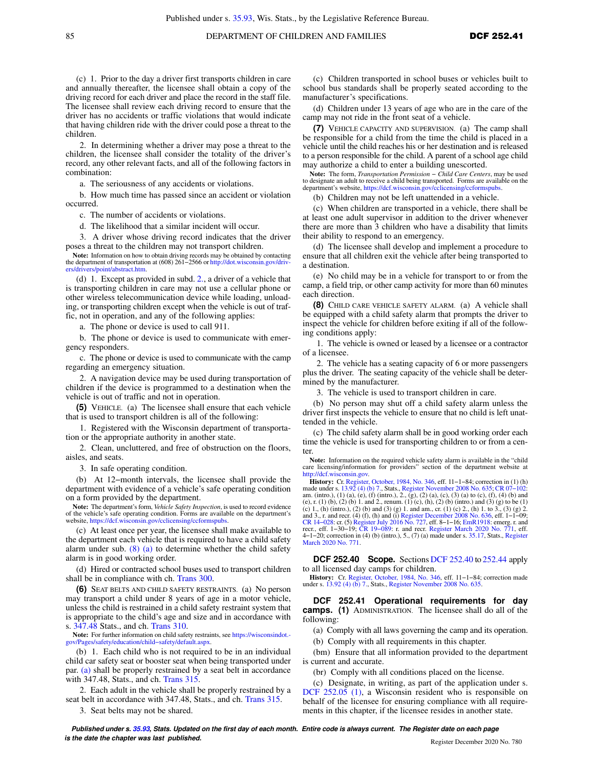(c) 1. Prior to the day a driver first transports children in care and annually thereafter, the licensee shall obtain a copy of the driving record for each driver and place the record in the staff file. The licensee shall review each driving record to ensure that the driver has no accidents or traffic violations that would indicate that having children ride with the driver could pose a threat to the children.

2. In determining whether a driver may pose a threat to the children, the licensee shall consider the totality of the driver's record, any other relevant facts, and all of the following factors in combination:

a. The seriousness of any accidents or violations.

b. How much time has passed since an accident or violation occurred.

c. The number of accidents or violations.

d. The likelihood that a similar incident will occur.

3. A driver whose driving record indicates that the driver poses a threat to the children may not transport children.

**Note:** Information on how to obtain driving records may be obtained by contacting the department of transportation at (608) 261−2566 or http://dot.wisconsin.gov/drivers/drivers/point/abstract.htm.

(d) 1. Except as provided in subd. 2., a driver of a vehicle that is transporting children in care may not use a cellular phone or other wireless telecommunication device while loading, unloading, or transporting children except when the vehicle is out of traffic, not in operation, and any of the following applies:

a. The phone or device is used to call 911.

b. The phone or device is used to communicate with emergency responders.

c. The phone or device is used to communicate with the camp regarding an emergency situation.

2. A navigation device may be used during transportation of children if the device is programmed to a destination when the vehicle is out of traffic and not in operation.

**(5)** VEHICLE. (a) The licensee shall ensure that each vehicle that is used to transport children is all of the following:

1. Registered with the Wisconsin department of transportation or the appropriate authority in another state.

2. Clean, uncluttered, and free of obstruction on the floors, aisles, and seats.

3. In safe operating condition.

(b) At 12−month intervals, the licensee shall provide the department with evidence of a vehicle's safe operating condition on a form provided by the department.

**Note:** The department's form, *Vehicle Safety Inspection*, is used to record evidence of the vehicle's safe operating condition. Forms are available on the department's website, https://dcf.wisconsin.gov/cclicensing/ccformspubs.

(c) At least once per year, the licensee shall make available to the department each vehicle that is required to have a child safety alarm under sub. (8) (a) to determine whether the child safety alarm is in good working order.

(d) Hired or contracted school buses used to transport children shall be in compliance with ch. Trans 300.

**(6)** SEAT BELTS AND CHILD SAFETY RESTRAINTS. (a) No person may transport a child under 8 years of age in a motor vehicle, unless the child is restrained in a child safety restraint system that is appropriate to the child's age and size and in accordance with s. 347.48 Stats., and ch. Trans 310.

**Note:** For further information on child safety restraints, see https://wisconsindot.gov/Pages/safety/education/child−safety/default.aspx.

(b) 1. Each child who is not required to be in an individual child car safety seat or booster seat when being transported under par. (a) shall be properly restrained by a seat belt in accordance with 347.48, Stats., and ch. Trans 315.

2. Each adult in the vehicle shall be properly restrained by a seat belt in accordance with 347.48, Stats., and ch. Trans 315.

3. Seat belts may not be shared.

(c) Children transported in school buses or vehicles built to school bus standards shall be properly seated according to the manufacturer's specifications.

(d) Children under 13 years of age who are in the care of the camp may not ride in the front seat of a vehicle.

**(7)** VEHICLE CAPACITY AND SUPERVISION. (a) The camp shall be responsible for a child from the time the child is placed in a vehicle until the child reaches his or her destination and is released to a person responsible for the child. A parent of a school age child may authorize a child to enter a building unescorted.

**Note:** The form, *Transportation Permission − Child Care Centers*, may be used to designate an adult to receive a child being transported. Forms are available on the department's website, https://dcf.wisconsin.gov/cclicensing/ccformspubs.

(b) Children may not be left unattended in a vehicle.

(c) When children are transported in a vehicle, there shall be at least one adult supervisor in addition to the driver whenever there are more than 3 children who have a disability that limits their ability to respond to an emergency.

(d) The licensee shall develop and implement a procedure to ensure that all children exit the vehicle after being transported to a destination.

(e) No child may be in a vehicle for transport to or from the camp, a field trip, or other camp activity for more than 60 minutes each direction.

**(8)** CHILD CARE VEHICLE SAFETY ALARM. (a) A vehicle shall be equipped with a child safety alarm that prompts the driver to inspect the vehicle for children before exiting if all of the following conditions apply:

1. The vehicle is owned or leased by a licensee or a contractor of a licensee.

2. The vehicle has a seating capacity of 6 or more passengers plus the driver. The seating capacity of the vehicle shall be determined by the manufacturer.

3. The vehicle is used to transport children in care.

(b) No person may shut off a child safety alarm unless the driver first inspects the vehicle to ensure that no child is left unattended in the vehicle.

(c) The child safety alarm shall be in good working order each time the vehicle is used for transporting children to or from a center.

**Note:** Information on the required vehicle safety alarm is available in the "child care licensing/information for providers" section of the department website at http://dcf.wisconsin.gov.

**History:** Cr. Register, October, 1984, No. 346, eff. 11−1−84; correction in (1) (h) made under s. 13.92 (4) (b) 7., Stats., Register November 2008 No. 635; CR 07−102: am. (intro.), (1) (a), (e), (f) (intro.), 2., (g), (2) (a), (c), (3) (a) to (c), (f), (4) (b) and (e), r. (1) (b), (2) (b) 1. and 2., renum. (1) (c), (h), (2) (b) (intro.) and (3) (g) to be (1) (c) 1., (h) (intro.), (2) (b) and (3) (g) 1. and am., cr. (1) (c) 2., (h) 1. to 3., (3) (g) 2. and 3., r. and recr. (4) (f), (h) and (i) Register December 2008 No. 636, eff. 1−1−09; CR 14−028: cr. (5) Register July 2016 No. 727, eff. 8−1−16; EmR1918: emerg. r. and recr., eff. 1−30−19; CR 19−089: r. and recr. Register March 2020 No. 771, eff. 4−1−20; correction in (4) (b) (intro.), 5., (7) (a) made under s. 35.17, Stats., Register March 2020 No. 771.

**DCF 252.40 Scope.** Sections DCF 252.40 to 252.44 apply to all licensed day camps for children.

**History:** Cr. Register, October, 1984, No. 346, eff. 11−1−84; correction made under s. 13.92 (4) (b) 7., Stats., Register November 2008 No. 635.

**DCF 252.41 Operational requirements for day camps. (1)** ADMINISTRATION. The licensee shall do all of the following:

(a) Comply with all laws governing the camp and its operation.

(b) Comply with all requirements in this chapter.

(bm) Ensure that all information provided to the department is current and accurate.

(br) Comply with all conditions placed on the license.

(c) Designate, in writing, as part of the application under s. DCF 252.05 (1), a Wisconsin resident who is responsible on behalf of the licensee for ensuring compliance with all requirements in this chapter, if the licensee resides in another state.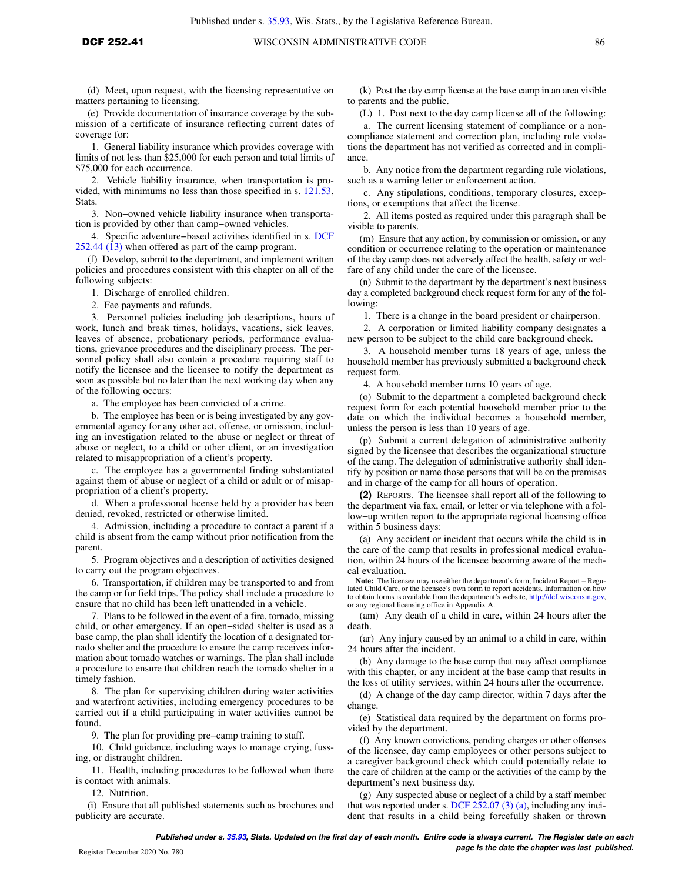(d) Meet, upon request, with the licensing representative on matters pertaining to licensing.

(e) Provide documentation of insurance coverage by the submission of a certificate of insurance reflecting current dates of coverage for:

1. General liability insurance which provides coverage with limits of not less than $25,000 for each person and total limits of $75,000 for each occurrence.

2. Vehicle liability insurance, when transportation is provided, with minimums no less than those specified in s. 121.53, Stats.

3. Non−owned vehicle liability insurance when transportation is provided by other than camp−owned vehicles.

4. Specific adventure−based activities identified in s. DCF 252.44 (13) when offered as part of the camp program.

(f) Develop, submit to the department, and implement written policies and procedures consistent with this chapter on all of the following subjects:

1. Discharge of enrolled children.

2. Fee payments and refunds.

3. Personnel policies including job descriptions, hours of work, lunch and break times, holidays, vacations, sick leaves, leaves of absence, probationary periods, performance evaluations, grievance procedures and the disciplinary process. The personnel policy shall also contain a procedure requiring staff to notify the licensee and the licensee to notify the department as soon as possible but no later than the next working day when any of the following occurs:

a. The employee has been convicted of a crime.

b. The employee has been or is being investigated by any governmental agency for any other act, offense, or omission, including an investigation related to the abuse or neglect or threat of abuse or neglect, to a child or other client, or an investigation related to misappropriation of a client's property.

c. The employee has a governmental finding substantiated against them of abuse or neglect of a child or adult or of misappropriation of a client's property.

d. When a professional license held by a provider has been denied, revoked, restricted or otherwise limited.

4. Admission, including a procedure to contact a parent if a child is absent from the camp without prior notification from the parent.

5. Program objectives and a description of activities designed to carry out the program objectives.

6. Transportation, if children may be transported to and from the camp or for field trips. The policy shall include a procedure to ensure that no child has been left unattended in a vehicle.

7. Plans to be followed in the event of a fire, tornado, missing child, or other emergency. If an open−sided shelter is used as a base camp, the plan shall identify the location of a designated tornado shelter and the procedure to ensure the camp receives information about tornado watches or warnings. The plan shall include a procedure to ensure that children reach the tornado shelter in a timely fashion.

8. The plan for supervising children during water activities and waterfront activities, including emergency procedures to be carried out if a child participating in water activities cannot be found.

9. The plan for providing pre−camp training to staff.

10. Child guidance, including ways to manage crying, fussing, or distraught children.

11. Health, including procedures to be followed when there is contact with animals.

12. Nutrition.

(i) Ensure that all published statements such as brochures and publicity are accurate.

(k) Post the day camp license at the base camp in an area visible to parents and the public.

(L) 1. Post next to the day camp license all of the following:

a. The current licensing statement of compliance or a noncompliance statement and correction plan, including rule violations the department has not verified as corrected and in compliance.

b. Any notice from the department regarding rule violations, such as a warning letter or enforcement action.

c. Any stipulations, conditions, temporary closures, exceptions, or exemptions that affect the license.

2. All items posted as required under this paragraph shall be visible to parents.

(m) Ensure that any action, by commission or omission, or any condition or occurrence relating to the operation or maintenance of the day camp does not adversely affect the health, safety or welfare of any child under the care of the licensee.

(n) Submit to the department by the department's next business day a completed background check request form for any of the following:

1. There is a change in the board president or chairperson.

2. A corporation or limited liability company designates a new person to be subject to the child care background check.

3. A household member turns 18 years of age, unless the household member has previously submitted a background check request form.

4. A household member turns 10 years of age.

(o) Submit to the department a completed background check request form for each potential household member prior to the date on which the individual becomes a household member, unless the person is less than 10 years of age.

(p) Submit a current delegation of administrative authority signed by the licensee that describes the organizational structure of the camp. The delegation of administrative authority shall identify by position or name those persons that will be on the premises and in charge of the camp for all hours of operation.

**(2)** REPORTS. The licensee shall report all of the following to the department via fax, email, or letter or via telephone with a follow−up written report to the appropriate regional licensing office within 5 business days:

(a) Any accident or incident that occurs while the child is in the care of the camp that results in professional medical evaluation, within 24 hours of the licensee becoming aware of the medical evaluation.

**Note:** The licensee may use either the department's form, Incident Report – Regulated Child Care, or the licensee's own form to report accidents. Information on how to obtain forms is available from the department's website, http://dcf.wisconsin.gov, or any regional licensing office in Appendix A.

(am) Any death of a child in care, within 24 hours after the death.

(ar) Any injury caused by an animal to a child in care, within 24 hours after the incident.

(b) Any damage to the base camp that may affect compliance with this chapter, or any incident at the base camp that results in the loss of utility services, within 24 hours after the occurrence.

(d) A change of the day camp director, within 7 days after the change.

(e) Statistical data required by the department on forms provided by the department.

(f) Any known convictions, pending charges or other offenses of the licensee, day camp employees or other persons subject to a caregiver background check which could potentially relate to the care of children at the camp or the activities of the camp by the department's next business day.

(g) Any suspected abuse or neglect of a child by a staff member that was reported under s. DCF 252.07 (3) (a), including any incident that results in a child being forcefully shaken or thrown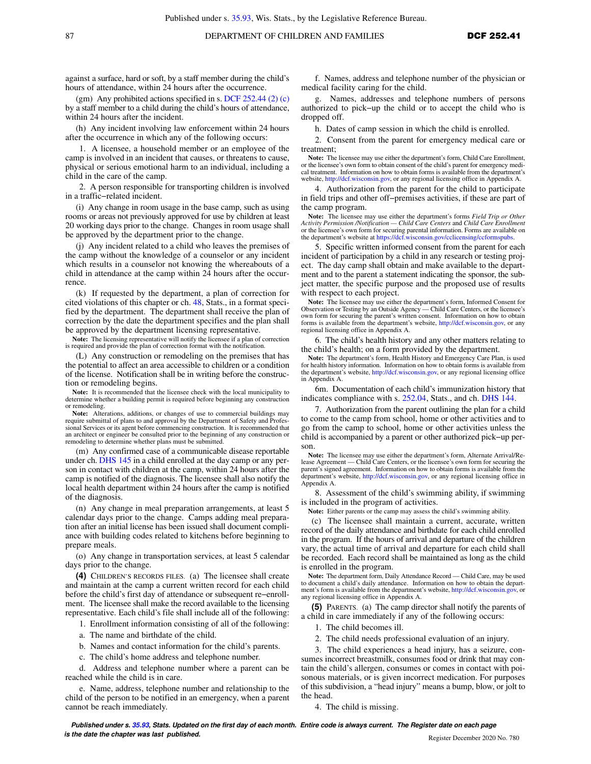against a surface, hard or soft, by a staff member during the child's hours of attendance, within 24 hours after the occurrence.

(gm) Any prohibited actions specified in s. DCF 252.44 (2) (c) by a staff member to a child during the child's hours of attendance, within 24 hours after the incident.

(h) Any incident involving law enforcement within 24 hours after the occurrence in which any of the following occurs:

1. A licensee, a household member or an employee of the camp is involved in an incident that causes, or threatens to cause, physical or serious emotional harm to an individual, including a child in the care of the camp.

2. A person responsible for transporting children is involved in a traffic−related incident.

(i) Any change in room usage in the base camp, such as using rooms or areas not previously approved for use by children at least 20 working days prior to the change. Changes in room usage shall be approved by the department prior to the change.

(j) Any incident related to a child who leaves the premises of the camp without the knowledge of a counselor or any incident which results in a counselor not knowing the whereabouts of a child in attendance at the camp within 24 hours after the occurrence.

(k) If requested by the department, a plan of correction for cited violations of this chapter or ch. 48, Stats., in a format specified by the department. The department shall receive the plan of correction by the date the department specifies and the plan shall be approved by the department licensing representative.

**Note:** The licensing representative will notify the licensee if a plan of correction is required and provide the plan of correction format with the notification.

(L) Any construction or remodeling on the premises that has the potential to affect an area accessible to children or a condition of the license. Notification shall be in writing before the construction or remodeling begins.

**Note:** It is recommended that the licensee check with the local municipality to determine whether a building permit is required before beginning any construction or remodeling.

**Note:** Alterations, additions, or changes of use to commercial buildings may require submittal of plans to and approval by the Department of Safety and Professional Services or its agent before commencing construction. It is recommended that an architect or engineer be consulted prior to the beginning of any construction or remodeling to determine whether plans must be submitted.

(m) Any confirmed case of a communicable disease reportable under ch. DHS 145 in a child enrolled at the day camp or any person in contact with children at the camp, within 24 hours after the camp is notified of the diagnosis. The licensee shall also notify the local health department within 24 hours after the camp is notified of the diagnosis.

(n) Any change in meal preparation arrangements, at least 5 calendar days prior to the change. Camps adding meal preparation after an initial license has been issued shall document compliance with building codes related to kitchens before beginning to prepare meals.

(o) Any change in transportation services, at least 5 calendar days prior to the change.

**(4)** CHILDREN'S RECORDS FILES. (a) The licensee shall create and maintain at the camp a current written record for each child before the child's first day of attendance or subsequent re−enrollment. The licensee shall make the record available to the licensing representative. Each child's file shall include all of the following:

1. Enrollment information consisting of all of the following:

a. The name and birthdate of the child.

b. Names and contact information for the child's parents.

c. The child's home address and telephone number.

d. Address and telephone number where a parent can be reached while the child is in care.

e. Name, address, telephone number and relationship to the child of the person to be notified in an emergency, when a parent cannot be reach immediately.

f. Names, address and telephone number of the physician or medical facility caring for the child.

g. Names, addresses and telephone numbers of persons authorized to pick−up the child or to accept the child who is dropped off.

h. Dates of camp session in which the child is enrolled.

2. Consent from the parent for emergency medical care or treatment;

**Note:** The licensee may use either the department's form, Child Care Enrollment, or the licensee's own form to obtain consent of the child's parent for emergency medical treatment. Information on how to obtain forms is available from the department's website, http://dcf.wisconsin.gov, or any regional licensing office in Appendix A.

4. Authorization from the parent for the child to participate in field trips and other off−premises activities, if these are part of the camp program.

**Note:** The licensee may use either the department's forms *Field Trip or Other Activity Permission /Notification — Child Care Centers* and *Child Care Enrollment* or the licensee's own form for securing parental information. Forms are available on the department's website at https://dcf.wisconsin.gov/cclicensing/ccformspubs.

5. Specific written informed consent from the parent for each incident of participation by a child in any research or testing project. The day camp shall obtain and make available to the department and to the parent a statement indicating the sponsor, the subject matter, the specific purpose and the proposed use of results with respect to each project.

**Note:** The licensee may use either the department's form, Informed Consent for Observation or Testing by an Outside Agency — Child Care Centers, or the licensee's own form for securing the parent's written consent. Information on how to obtain forms is available from the department's website, http://dcf.wisconsin.gov, or any regional licensing office in Appendix A.

6. The child's health history and any other matters relating to the child's health; on a form provided by the department.

**Note:** The department's form, Health History and Emergency Care Plan, is used for health history information. Information on how to obtain forms is available from the department's website, http://dcf.wisconsin.gov, or any regional licensing office in Appendix A.

6m. Documentation of each child's immunization history that indicates compliance with s. 252.04, Stats., and ch. DHS 144.

7. Authorization from the parent outlining the plan for a child to come to the camp from school, home or other activities and to go from the camp to school, home or other activities unless the child is accompanied by a parent or other authorized pick−up person.

**Note:** The licensee may use either the department's form, Alternate Arrival/Release Agreement — Child Care Centers, or the licensee's own form for securing the parent's signed agreement. Information on how to obtain forms is available from the department's website, http://dcf.wisconsin.gov, or any regional licensing office in Appendix A.

8. Assessment of the child's swimming ability, if swimming is included in the program of activities.

**Note:** Either parents or the camp may assess the child's swimming ability.

(c) The licensee shall maintain a current, accurate, written record of the daily attendance and birthdate for each child enrolled in the program. If the hours of arrival and departure of the children vary, the actual time of arrival and departure for each child shall be recorded. Each record shall be maintained as long as the child is enrolled in the program.

**Note:** The department form, Daily Attendance Record — Child Care, may be used to document a child's daily attendance. Information on how to obtain the department's form is available from the department's website, http://dcf.wisconsin.gov, or any regional licensing office in Appendix A.

**(5)** PARENTS. (a) The camp director shall notify the parents of a child in care immediately if any of the following occurs:

1. The child becomes ill.

2. The child needs professional evaluation of an injury.

3. The child experiences a head injury, has a seizure, consumes incorrect breastmilk, consumes food or drink that may contain the child's allergen, consumes or comes in contact with poisonous materials, or is given incorrect medication. For purposes of this subdivision, a "head injury" means a bump, blow, or jolt to the head.

4. The child is missing.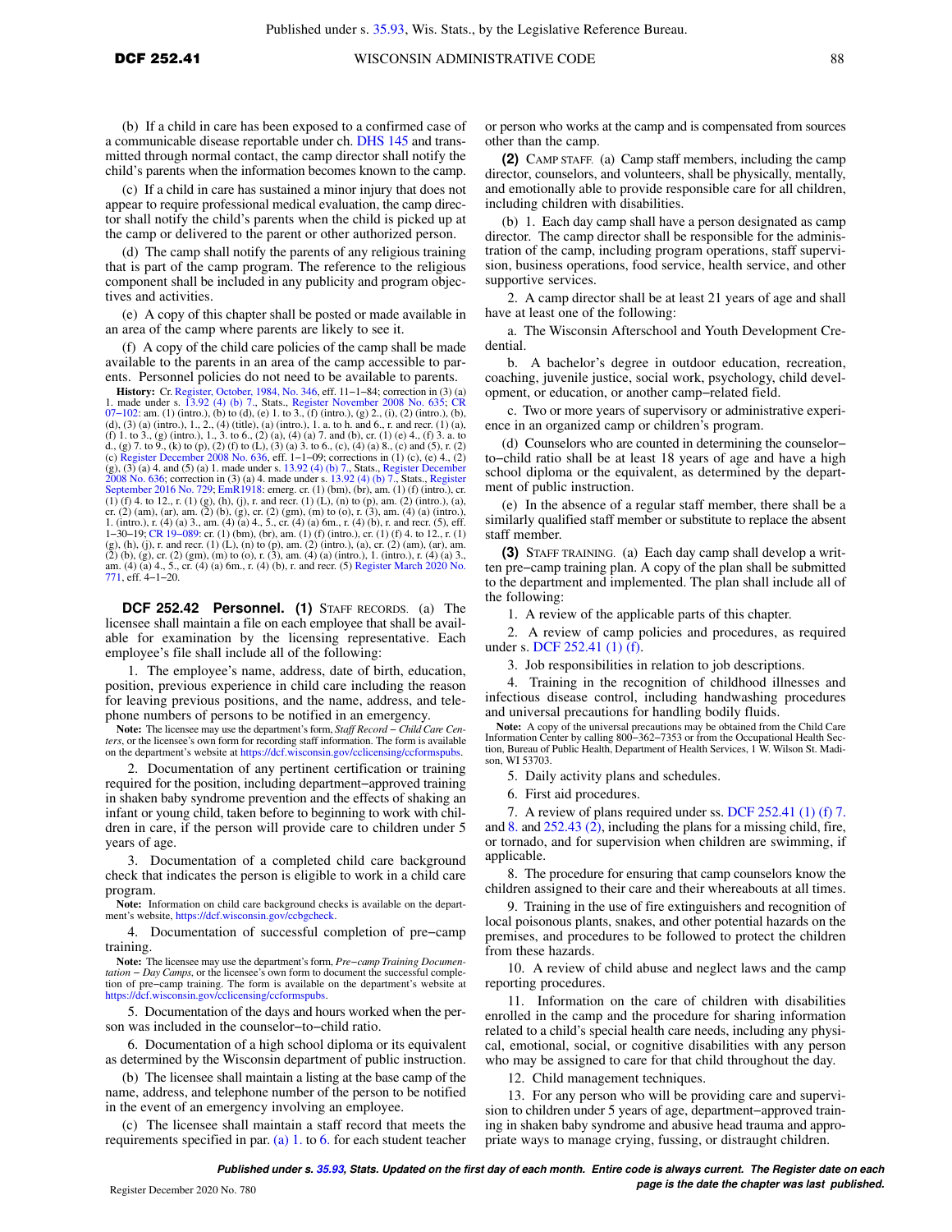(b) If a child in care has been exposed to a confirmed case of a communicable disease reportable under ch. DHS 145 and transmitted through normal contact, the camp director shall notify the child's parents when the information becomes known to the camp.

(c) If a child in care has sustained a minor injury that does not appear to require professional medical evaluation, the camp director shall notify the child's parents when the child is picked up at the camp or delivered to the parent or other authorized person.

(d) The camp shall notify the parents of any religious training that is part of the camp program. The reference to the religious component shall be included in any publicity and program objectives and activities.

(e) A copy of this chapter shall be posted or made available in an area of the camp where parents are likely to see it.

(f) A copy of the child care policies of the camp shall be made available to the parents in an area of the camp accessible to parents. Personnel policies do not need to be available to parents.

**History:** Cr. Register, October, 1984, No. 346, eff. 11−1−84; correction in (3) (a) 1. made under s. 13.92 (4) (b) 7., Stats., Register November 2008 No. 635; CR 07−102: am. (1) (intro.), (b) to (d), (e) 1. to 3., (f) (intro.), (g) 2., (i), (2) (intro.), (b), (d), (3) (a) (intro.), 1., 2., (4) (title), (a) (intro.), 1. a. to h. and 6., r. and recr. (1) (a), (f) 1. to 3., (g) (intro.), 1., 3. to 6., (2) (a), (4) (a) 7. and (b), cr. (1) (e) 4., (f) 3. a. to d., (g) 7. to 9., (k) to (p), (2) (f) to (L), (3) (a) 3. to 6., (c), (4) (a) 8., (c) and (5), r. (2) (c) Register December 2008 No. 636, eff. 1−1−09; corrections in (1) (c), (e) 4., (2) (g), (3) (a) 4. and (5) (a) 1. made under s. 13.92 (4) (b) 7., Stats., Register December 2008 No. 636; correction in (3) (a) 4. made under s. 13.92 (4) (b) 7., Stats., Register September 2016 No. 729; EmR1918: emerg. cr. (1) (bm), (br), am. (1) (f) (intro.), cr. (1) (f) 4. to 12., r. (1) (g), (h), (j), r. and recr. (1) (L), (n) to (p), am. (2) (intro.), (a), cr. (2) (am), (ar), am. (2) (b), (g), cr. (2) (gm), (m) to (o), r. (3), am. (4) (a) (intro.), 1. (intro.), r. (4) (a) 3., am. (4) (a) 4., 5., cr. (4) (a) 6m., r. (4) (b), r. and recr. (5), eff. 1−30−19; CR 19−089: cr. (1) (bm), (br), am. (1) (f) (intro.), cr. (1) (f) 4. to 12., r. (1) (g), (h), (j), r. and recr. (1) (L), (n) to (p), am. (2) (intro.), (a), cr. (2) (am), (ar), am. (2) (b), (g), cr. (2) (gm), (m) to (o), r. (3), am. (4) (a) (intro.), 1. (intro.), r. (4) (a) 3., am. (4) (a) 4., 5., cr. (4) (a) 6m., r. (4) (b), r. and recr. (5) Register March 2020 No. 771, eff. 4−1−20.

**DCF 252.42 Personnel. (1)** STAFF RECORDS. (a) The licensee shall maintain a file on each employee that shall be available for examination by the licensing representative. Each employee's file shall include all of the following:

1. The employee's name, address, date of birth, education, position, previous experience in child care including the reason for leaving previous positions, and the name, address, and telephone numbers of persons to be notified in an emergency.

**Note:** The licensee may use the department's form, *Staff Record – Child Care Centers*, or the licensee's own form for recording staff information. The form is available on the department's website at https://dcf.wisconsin.gov/cclicensing/ccformspubs.

2. Documentation of any pertinent certification or training required for the position, including department−approved training in shaken baby syndrome prevention and the effects of shaking an infant or young child, taken before to beginning to work with children in care, if the person will provide care to children under 5 years of age.

3. Documentation of a completed child care background check that indicates the person is eligible to work in a child care program.

**Note:** Information on child care background checks is available on the department's website, https://dcf.wisconsin.gov/ccbgcheck.

4. Documentation of successful completion of pre−camp training.

**Note:** The licensee may use the department's form, *Pre−camp Training Documentation – Day Camps*, or the licensee's own form to document the successful completion of pre−camp training. The form is available on the department's website at https://dcf.wisconsin.gov/cclicensing/ccformspubs.

5. Documentation of the days and hours worked when the person was included in the counselor−to−child ratio.

6. Documentation of a high school diploma or its equivalent as determined by the Wisconsin department of public instruction.

(b) The licensee shall maintain a listing at the base camp of the name, address, and telephone number of the person to be notified in the event of an emergency involving an employee.

(c) The licensee shall maintain a staff record that meets the requirements specified in par. (a) 1. to 6. for each student teacher or person who works at the camp and is compensated from sources other than the camp.

**(2)** CAMP STAFF. (a) Camp staff members, including the camp director, counselors, and volunteers, shall be physically, mentally, and emotionally able to provide responsible care for all children, including children with disabilities.

(b) 1. Each day camp shall have a person designated as camp director. The camp director shall be responsible for the administration of the camp, including program operations, staff supervision, business operations, food service, health service, and other supportive services.

2. A camp director shall be at least 21 years of age and shall have at least one of the following:

a. The Wisconsin Afterschool and Youth Development Credential.

b. A bachelor's degree in outdoor education, recreation, coaching, juvenile justice, social work, psychology, child development, or education, or another camp−related field.

c. Two or more years of supervisory or administrative experience in an organized camp or children's program.

(d) Counselors who are counted in determining the counselor−to−child ratio shall be at least 18 years of age and have a high school diploma or the equivalent, as determined by the department of public instruction.

(e) In the absence of a regular staff member, there shall be a similarly qualified staff member or substitute to replace the absent staff member.

**(3)** STAFF TRAINING. (a) Each day camp shall develop a written pre−camp training plan. A copy of the plan shall be submitted to the department and implemented. The plan shall include all of the following:

1. A review of the applicable parts of this chapter.

2. A review of camp policies and procedures, as required under s. DCF 252.41 (1) (f).

3. Job responsibilities in relation to job descriptions.

4. Training in the recognition of childhood illnesses and infectious disease control, including handwashing procedures and universal precautions for handling bodily fluids.

**Note:** A copy of the universal precautions may be obtained from the Child Care Information Center by calling 800−362−7353 or from the Occupational Health Section, Bureau of Public Health, Department of Health Services, 1 W. Wilson St. Madison, WI 53703.

5. Daily activity plans and schedules.

6. First aid procedures.

7. A review of plans required under ss. DCF 252.41 (1) (f) 7. and 8. and 252.43 (2), including the plans for a missing child, fire, or tornado, and for supervision when children are swimming, if applicable.

8. The procedure for ensuring that camp counselors know the children assigned to their care and their whereabouts at all times.

9. Training in the use of fire extinguishers and recognition of local poisonous plants, snakes, and other potential hazards on the premises, and procedures to be followed to protect the children from these hazards.

10. A review of child abuse and neglect laws and the camp reporting procedures.

11. Information on the care of children with disabilities enrolled in the camp and the procedure for sharing information related to a child's special health care needs, including any physical, emotional, social, or cognitive disabilities with any person who may be assigned to care for that child throughout the day.

12. Child management techniques.

13. For any person who will be providing care and supervision to children under 5 years of age, department−approved training in shaken baby syndrome and abusive head trauma and appropriate ways to manage crying, fussing, or distraught children.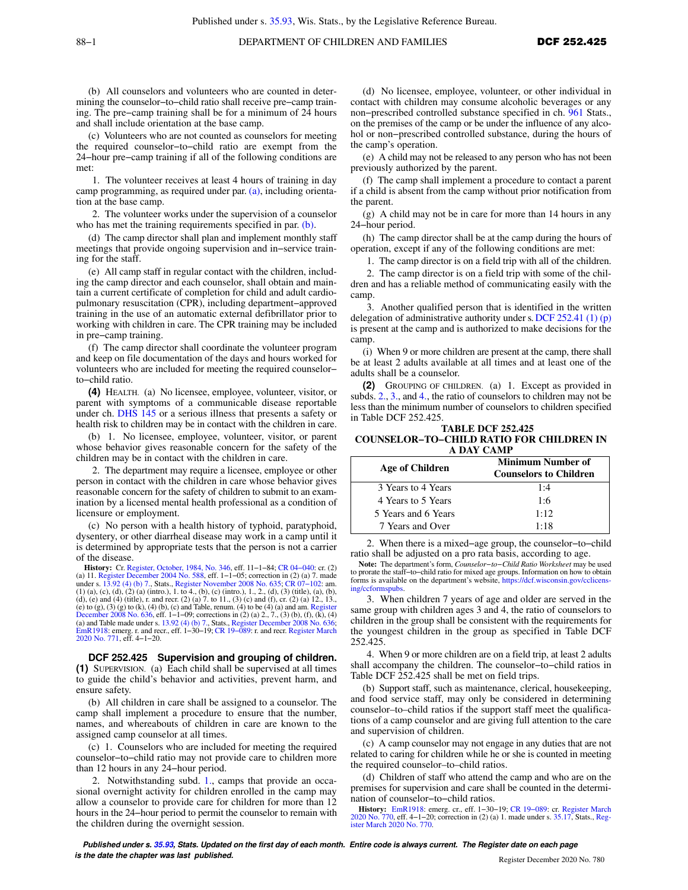(b) All counselors and volunteers who are counted in determining the counselor−to−child ratio shall receive pre−camp training. The pre−camp training shall be for a minimum of 24 hours and shall include orientation at the base camp.

(c) Volunteers who are not counted as counselors for meeting the required counselor−to−child ratio are exempt from the 24−hour pre−camp training if all of the following conditions are met:

1. The volunteer receives at least 4 hours of training in day camp programming, as required under par. (a), including orientation at the base camp.

2. The volunteer works under the supervision of a counselor who has met the training requirements specified in par. (b).

(d) The camp director shall plan and implement monthly staff meetings that provide ongoing supervision and in−service training for the staff.

(e) All camp staff in regular contact with the children, including the camp director and each counselor, shall obtain and maintain a current certificate of completion for child and adult cardiopulmonary resuscitation (CPR), including department−approved training in the use of an automatic external defibrillator prior to working with children in care. The CPR training may be included in pre−camp training.

(f) The camp director shall coordinate the volunteer program and keep on file documentation of the days and hours worked for volunteers who are included for meeting the required counselor−to−child ratio.

**(4)** HEALTH. (a) No licensee, employee, volunteer, visitor, or parent with symptoms of a communicable disease reportable under ch. DHS 145 or a serious illness that presents a safety or health risk to children may be in contact with the children in care.

(b) 1. No licensee, employee, volunteer, visitor, or parent whose behavior gives reasonable concern for the safety of the children may be in contact with the children in care.

2. The department may require a licensee, employee or other person in contact with the children in care whose behavior gives reasonable concern for the safety of children to submit to an examination by a licensed mental health professional as a condition of licensure or employment.

(c) No person with a health history of typhoid, paratyphoid, dysentery, or other diarrheal disease may work in a camp until it is determined by appropriate tests that the person is not a carrier of the disease.

(d) No licensee, employee, volunteer, or other individual in contact with children may consume alcoholic beverages or any non−prescribed controlled substance specified in ch. 961 Stats., on the premises of the camp or be under the influence of any alcohol or non−prescribed controlled substance, during the hours of the camp's operation.

(e) A child may not be released to any person who has not been previously authorized by the parent.

(f) The camp shall implement a procedure to contact a parent if a child is absent from the camp without prior notification from the parent.

(g) A child may not be in care for more than 14 hours in any 24−hour period.

(h) The camp director shall be at the camp during the hours of operation, except if any of the following conditions are met:

1. The camp director is on a field trip with all of the children.

2. The camp director is on a field trip with some of the children and has a reliable method of communicating easily with the camp.

3. Another qualified person that is identified in the written delegation of administrative authority under s. DCF 252.41 (1) (p) is present at the camp and is authorized to make decisions for the camp.

(i) When 9 or more children are present at the camp, there shall be at least 2 adults available at all times and at least one of the adults shall be a counselor.

**History:** Cr. Register, October, 1984, No. 346, eff. 11−1−84; CR 04−040: cr. (2) (a) 11. Register December 2004 No. 588, eff. 1−1−05; correction in (2) (a) 7. made under s. 13.92 (4) (b) 7., Stats., Register November 2008 No. 635; CR 07−102: am. (1) (a), (c), (d), (2) (a) (intro.), 1. to 4., (b), (c) (intro.), 1., 2., (d), (3) (title), (a), (b), (d), (e) and (4) (title), r. and recr. (2) (a) 7. to 11., (3) (c) and (f), cr. (2) (a) 12., 13., (e) to (g), (3) (g) to (k), (4) (b), (c) and Table, renum. (4) to be (4) (a) and am. Register December 2008 No. 636, eff. 1−1−09; corrections in (2) (a) 2., 7., (3) (b), (f), (k), (4) (a) and Table made under s. 13.92 (4) (b) 7., Stats., Register December 2008 No. 636; EmR1918: emerg. r. and recr., eff. 1−30−19; CR 19−089: r. and recr. Register March 2020 No. 771, eff. 4−1−20.

## DCF 252.425 Supervision and grouping of children.

**(1)** SUPERVISION. (a) Each child shall be supervised at all times to guide the child's behavior and activities, prevent harm, and ensure safety.

(b) All children in care shall be assigned to a counselor. The camp shall implement a procedure to ensure that the number, names, and whereabouts of children in care are known to the assigned camp counselor at all times.

(c) 1. Counselors who are included for meeting the required counselor−to−child ratio may not provide care to children more than 12 hours in any 24−hour period.

2. Notwithstanding subd. 1., camps that provide an occasional overnight activity for children enrolled in the camp may allow a counselor to provide care for children for more than 12 hours in the 24−hour period to permit the counselor to remain with the children during the overnight session.

**(2)** GROUPING OF CHILDREN. (a) 1. Except as provided in subds. 2., 3., and 4., the ratio of counselors to children may not be less than the minimum number of counselors to children specified in Table DCF 252.425.

**TABLE DCF 252.425**
**COUNSELOR−TO−CHILD RATIO FOR CHILDREN IN A DAY CAMP**

| Age of Children | Minimum Number of Counselors to Children |
|---|---|
| 3 Years to 4 Years | 1:4 |
| 4 Years to 5 Years | 1:6 |
| 5 Years and 6 Years | 1:12 |
| 7 Years and Over | 1:18 |

2. When there is a mixed−age group, the counselor−to−child ratio shall be adjusted on a pro rata basis, according to age.

**Note:** The department's form, *Counselor−to−Child Ratio Worksheet* may be used to prorate the staff−to−child ratio for mixed age groups. Information on how to obtain forms is available on the department's website, https://dcf.wisconsin.gov/cclicensing/ccformspubs.

3. When children 7 years of age and older are served in the same group with children ages 3 and 4, the ratio of counselors to children in the group shall be consistent with the requirements for the youngest children in the group as specified in Table DCF 252.425.

4. When 9 or more children are on a field trip, at least 2 adults shall accompany the children. The counselor−to−child ratios in Table DCF 252.425 shall be met on field trips.

(b) Support staff, such as maintenance, clerical, housekeeping, and food service staff, may only be considered in determining counselor–to–child ratios if the support staff meet the qualifications of a camp counselor and are giving full attention to the care and supervision of children.

(c) A camp counselor may not engage in any duties that are not related to caring for children while he or she is counted in meeting the required counselor–to–child ratios.

(d) Children of staff who attend the camp and who are on the premises for supervision and care shall be counted in the determination of counselor−to−child ratios.

**History:** EmR1918: emerg. cr., eff. 1−30−19; CR 19−089: cr. Register March 2020 No. 770, eff. 4−1−20; correction in (2) (a) 1. made under s. 35.17, Stats., Register March 2020 No. 770.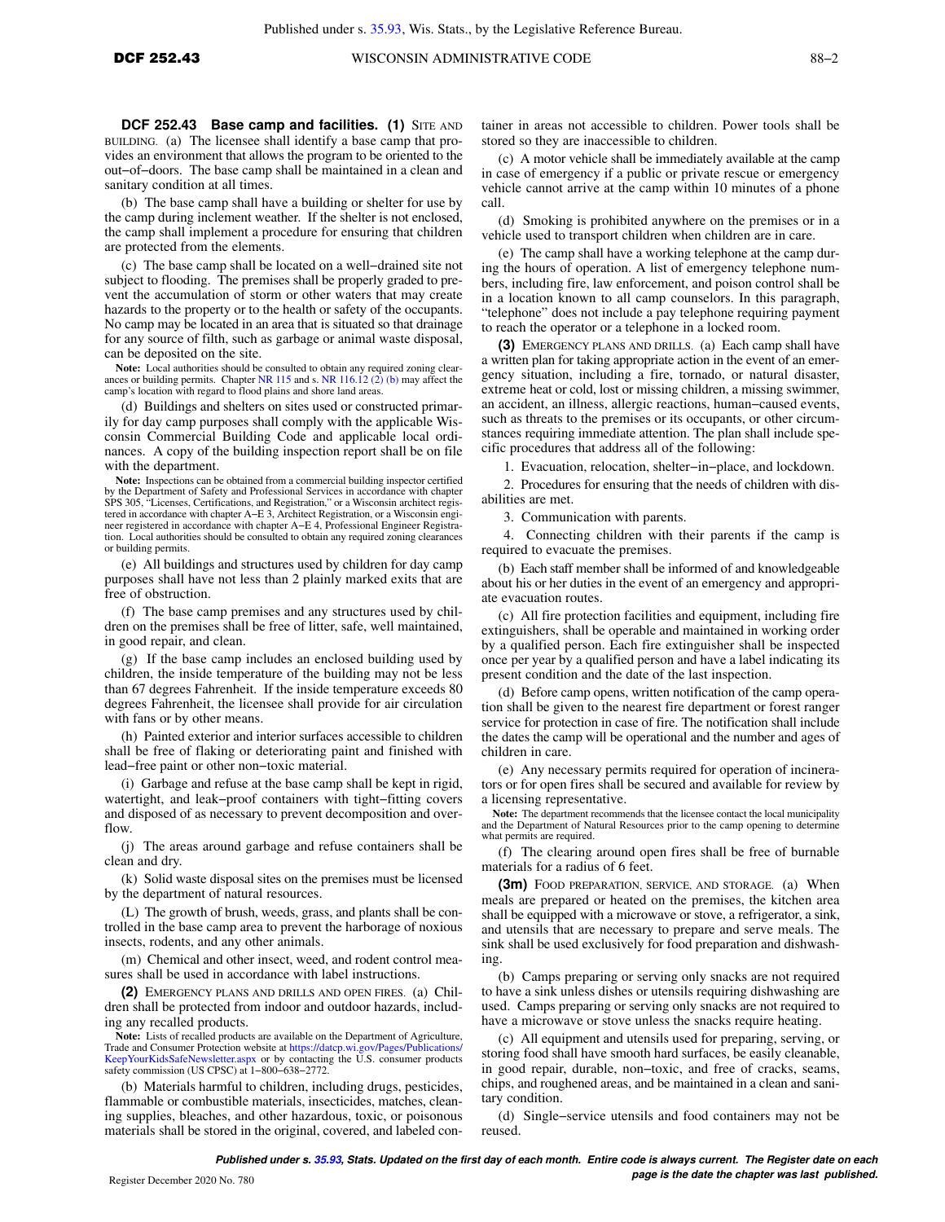**DCF 252.43 Base camp and facilities.** **(1)** SITE AND BUILDING. (a) The licensee shall identify a base camp that provides an environment that allows the program to be oriented to the out−of−doors. The base camp shall be maintained in a clean and sanitary condition at all times.

(b) The base camp shall have a building or shelter for use by the camp during inclement weather. If the shelter is not enclosed, the camp shall implement a procedure for ensuring that children are protected from the elements.

(c) The base camp shall be located on a well−drained site not subject to flooding. The premises shall be properly graded to prevent the accumulation of storm or other waters that may create hazards to the property or to the health or safety of the occupants. No camp may be located in an area that is situated so that drainage for any source of filth, such as garbage or animal waste disposal, can be deposited on the site.

**Note:** Local authorities should be consulted to obtain any required zoning clearances or building permits. Chapter NR 115 and s. NR 116.12 (2) (b) may affect the camp's location with regard to flood plains and shore land areas.

(d) Buildings and shelters on sites used or constructed primarily for day camp purposes shall comply with the applicable Wisconsin Commercial Building Code and applicable local ordinances. A copy of the building inspection report shall be on file with the department.

**Note:** Inspections can be obtained from a commercial building inspector certified by the Department of Safety and Professional Services in accordance with chapter SPS 305, "Licenses, Certifications, and Registration," or a Wisconsin architect registered in accordance with chapter A−E 3, Architect Registration, or a Wisconsin engineer registered in accordance with chapter A−E 4, Professional Engineer Registration. Local authorities should be consulted to obtain any required zoning clearances or building permits.

(e) All buildings and structures used by children for day camp purposes shall have not less than 2 plainly marked exits that are free of obstruction.

(f) The base camp premises and any structures used by children on the premises shall be free of litter, safe, well maintained, in good repair, and clean.

(g) If the base camp includes an enclosed building used by children, the inside temperature of the building may not be less than 67 degrees Fahrenheit. If the inside temperature exceeds 80 degrees Fahrenheit, the licensee shall provide for air circulation with fans or by other means.

(h) Painted exterior and interior surfaces accessible to children shall be free of flaking or deteriorating paint and finished with lead−free paint or other non−toxic material.

(i) Garbage and refuse at the base camp shall be kept in rigid, watertight, and leak−proof containers with tight−fitting covers and disposed of as necessary to prevent decomposition and overflow.

(j) The areas around garbage and refuse containers shall be clean and dry.

(k) Solid waste disposal sites on the premises must be licensed by the department of natural resources.

(L) The growth of brush, weeds, grass, and plants shall be controlled in the base camp area to prevent the harborage of noxious insects, rodents, and any other animals.

(m) Chemical and other insect, weed, and rodent control measures shall be used in accordance with label instructions.

**(2)** EMERGENCY PLANS AND DRILLS AND OPEN FIRES. (a) Children shall be protected from indoor and outdoor hazards, including any recalled products.

**Note:** Lists of recalled products are available on the Department of Agriculture, Trade and Consumer Protection website at https://datcp.wi.gov/Pages/Publications/KeepYourKidsSafeNewsletter.aspx or by contacting the U.S. consumer products safety commission (US CPSC) at 1−800−638−2772.

(b) Materials harmful to children, including drugs, pesticides, flammable or combustible materials, insecticides, matches, cleaning supplies, bleaches, and other hazardous, toxic, or poisonous materials shall be stored in the original, covered, and labeled container in areas not accessible to children. Power tools shall be stored so they are inaccessible to children.

(c) A motor vehicle shall be immediately available at the camp in case of emergency if a public or private rescue or emergency vehicle cannot arrive at the camp within 10 minutes of a phone call.

(d) Smoking is prohibited anywhere on the premises or in a vehicle used to transport children when children are in care.

(e) The camp shall have a working telephone at the camp during the hours of operation. A list of emergency telephone numbers, including fire, law enforcement, and poison control shall be in a location known to all camp counselors. In this paragraph, "telephone" does not include a pay telephone requiring payment to reach the operator or a telephone in a locked room.

**(3)** EMERGENCY PLANS AND DRILLS. (a) Each camp shall have a written plan for taking appropriate action in the event of an emergency situation, including a fire, tornado, or natural disaster, extreme heat or cold, lost or missing children, a missing swimmer, an accident, an illness, allergic reactions, human−caused events, such as threats to the premises or its occupants, or other circumstances requiring immediate attention. The plan shall include specific procedures that address all of the following:

1. Evacuation, relocation, shelter−in−place, and lockdown.

2. Procedures for ensuring that the needs of children with disabilities are met.

3. Communication with parents.

4. Connecting children with their parents if the camp is required to evacuate the premises.

(b) Each staff member shall be informed of and knowledgeable about his or her duties in the event of an emergency and appropriate evacuation routes.

(c) All fire protection facilities and equipment, including fire extinguishers, shall be operable and maintained in working order by a qualified person. Each fire extinguisher shall be inspected once per year by a qualified person and have a label indicating its present condition and the date of the last inspection.

(d) Before camp opens, written notification of the camp operation shall be given to the nearest fire department or forest ranger service for protection in case of fire. The notification shall include the dates the camp will be operational and the number and ages of children in care.

(e) Any necessary permits required for operation of incinerators or for open fires shall be secured and available for review by a licensing representative.

**Note:** The department recommends that the licensee contact the local municipality and the Department of Natural Resources prior to the camp opening to determine what permits are required.

(f) The clearing around open fires shall be free of burnable materials for a radius of 6 feet.

**(3m)** FOOD PREPARATION, SERVICE, AND STORAGE. (a) When meals are prepared or heated on the premises, the kitchen area shall be equipped with a microwave or stove, a refrigerator, a sink, and utensils that are necessary to prepare and serve meals. The sink shall be used exclusively for food preparation and dishwashing.

(b) Camps preparing or serving only snacks are not required to have a sink unless dishes or utensils requiring dishwashing are used. Camps preparing or serving only snacks are not required to have a microwave or stove unless the snacks require heating.

(c) All equipment and utensils used for preparing, serving, or storing food shall have smooth hard surfaces, be easily cleanable, in good repair, durable, non−toxic, and free of cracks, seams, chips, and roughened areas, and be maintained in a clean and sanitary condition.

(d) Single−service utensils and food containers may not be reused.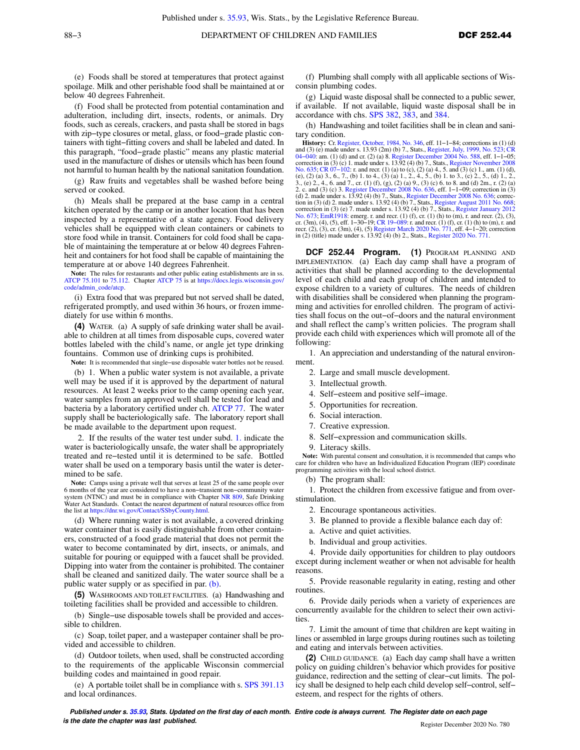(e) Foods shall be stored at temperatures that protect against spoilage. Milk and other perishable food shall be maintained at or below 40 degrees Fahrenheit.

(f) Food shall be protected from potential contamination and adulteration, including dirt, insects, rodents, or animals. Dry foods, such as cereals, crackers, and pasta shall be stored in bags with zip−type closures or metal, glass, or food−grade plastic containers with tight−fitting covers and shall be labeled and dated. In this paragraph, "food−grade plastic" means any plastic material used in the manufacture of dishes or utensils which has been found not harmful to human health by the national sanitation foundation.

(g) Raw fruits and vegetables shall be washed before being served or cooked.

(h) Meals shall be prepared at the base camp in a central kitchen operated by the camp or in another location that has been inspected by a representative of a state agency. Food delivery vehicles shall be equipped with clean containers or cabinets to store food while in transit. Containers for cold food shall be capable of maintaining the temperature at or below 40 degrees Fahrenheit and containers for hot food shall be capable of maintaining the temperature at or above 140 degrees Fahrenheit.

**Note:** The rules for restaurants and other public eating establishments are in ss. ATCP 75.101 to 75.112. Chapter ATCP 75 is at https://docs.legis.wisconsin.gov/code/admin_code/atcp.

(i) Extra food that was prepared but not served shall be dated, refrigerated promptly, and used within 36 hours, or frozen immediately for use within 6 months.

**(4)** WATER. (a) A supply of safe drinking water shall be available to children at all times from disposable cups, covered water bottles labeled with the child's name, or angle jet type drinking fountains. Common use of drinking cups is prohibited.

**Note:** It is recommended that single−use disposable water bottles not be reused.

(b) 1. When a public water system is not available, a private well may be used if it is approved by the department of natural resources. At least 2 weeks prior to the camp opening each year, water samples from an approved well shall be tested for lead and bacteria by a laboratory certified under ch. ATCP 77. The water supply shall be bacteriologically safe. The laboratory report shall be made available to the department upon request.

2. If the results of the water test under subd. 1. indicate the water is bacteriologically unsafe, the water shall be appropriately treated and re−tested until it is determined to be safe. Bottled water shall be used on a temporary basis until the water is determined to be safe.

**Note:** Camps using a private well that serves at least 25 of the same people over 6 months of the year are considered to have a non−transient non−community water system (NTNC) and must be in compliance with Chapter NR 809, Safe Drinking Water Act Standards. Contact the nearest department of natural resources office from the list at https://dnr.wi.gov/Contact/SSbyCounty.html.

(d) Where running water is not available, a covered drinking water container that is easily distinguishable from other containers, constructed of a food grade material that does not permit the water to become contaminated by dirt, insects, or animals, and suitable for pouring or equipped with a faucet shall be provided. Dipping into water from the container is prohibited. The container shall be cleaned and sanitized daily. The water source shall be a public water supply or as specified in par. (b).

**(5)** WASHROOMS AND TOILET FACILITIES. (a) Handwashing and toileting facilities shall be provided and accessible to children.

(b) Single−use disposable towels shall be provided and accessible to children.

(c) Soap, toilet paper, and a wastepaper container shall be provided and accessible to children.

(d) Outdoor toilets, when used, shall be constructed according to the requirements of the applicable Wisconsin commercial building codes and maintained in good repair.

(e) A portable toilet shall be in compliance with s. SPS 391.13 and local ordinances.

(f) Plumbing shall comply with all applicable sections of Wisconsin plumbing codes.

(g) Liquid waste disposal shall be connected to a public sewer, if available. If not available, liquid waste disposal shall be in accordance with chs. SPS 382, 383, and 384.

(h) Handwashing and toilet facilities shall be in clean and sanitary condition.

**History:** Cr. Register, October, 1984, No. 346, eff. 11−1−84; corrections in (1) (d) and (3) (e) made under s. 13.93 (2m) (b) 7., Stats., Register, July, 1999, No. 523; CR 04−040: am. (1) (d) and cr. (2) (a) 8. Register December 2004 No. 588, eff. 1−1−05; correction in (3) (c) 1. made under s. 13.92 (4) (b) 7., Stats., Register November 2008 No. 635; CR 07−102: r. and recr. (1) (a) to (c), (2) (a) 4., 5. and (3) (c) 1., am. (1) (d), (e), (2) (a) 3., 6., 7., (b) 1. to 4., (3) (a) 1., 2., 4., 5., (b) 1. to 3., (c) 2., 5., (d) 1., 2., 3., (e) 2., 4., 6. and 7., cr. (1) (f), (g), (2) (a) 9., (3) (c) 6. to 8. and (d) 2m., r. (2) (a) 2. c. and (3) (c) 3. Register December 2008 No. 636, eff. 1−1−09; correction in (3) (d) 2. made under s. 13.92 (4) (b) 7., Stats., Register December 2008 No. 636; correction in (3) (d) 2. made under s. 13.92 (4) (b) 7., Stats., Register August 2011 No. 668; correction in (3) (e) 7. made under s. 13.92 (4) (b) 7., Stats., Register January 2012 No. 673; EmR1918: emerg. r. and recr. (1) (f), cr. (1) (h) to (m), r. and recr. (2), (3), cr. (3m), (4), (5), eff. 1−30−19; CR 19−089: r. and recr. (1) (f), cr. (1) (h) to (m), r. and recr. (2), (3), cr. (3m), (4), (5) Register March 2020 No. 771, eff. 4−1−20; correction in (2) (title) made under s. 13.92 (4) (b) 2., Stats., Register 2020 No. 771.

**DCF 252.44 Program. (1)** PROGRAM PLANNING AND IMPLEMENTATION. (a) Each day camp shall have a program of activities that shall be planned according to the developmental level of each child and each group of children and intended to expose children to a variety of cultures. The needs of children with disabilities shall be considered when planning the programming and activities for enrolled children. The program of activities shall focus on the out−of−doors and the natural environment and shall reflect the camp's written policies. The program shall provide each child with experiences which will promote all of the following:

1. An appreciation and understanding of the natural environment.

2. Large and small muscle development.

3. Intellectual growth.

4. Self−esteem and positive self−image.

5. Opportunities for recreation.

6. Social interaction.

7. Creative expression.

8. Self−expression and communication skills.

9. Literacy skills.

**Note:** With parental consent and consultation, it is recommended that camps who care for children who have an Individualized Education Program (IEP) coordinate programming activities with the local school district.

(b) The program shall:

1. Protect the children from excessive fatigue and from overstimulation.

2. Encourage spontaneous activities.

3. Be planned to provide a flexible balance each day of:

a. Active and quiet activities.

b. Individual and group activities.

4. Provide daily opportunities for children to play outdoors except during inclement weather or when not advisable for health reasons.

5. Provide reasonable regularity in eating, resting and other routines.

6. Provide daily periods when a variety of experiences are concurrently available for the children to select their own activities.

7. Limit the amount of time that children are kept waiting in lines or assembled in large groups during routines such as toileting and eating and intervals between activities.

**(2)** CHILD GUIDANCE. (a) Each day camp shall have a written policy on guiding children's behavior which provides for positive guidance, redirection and the setting of clear−cut limits. The policy shall be designed to help each child develop self−control, self−esteem, and respect for the rights of others.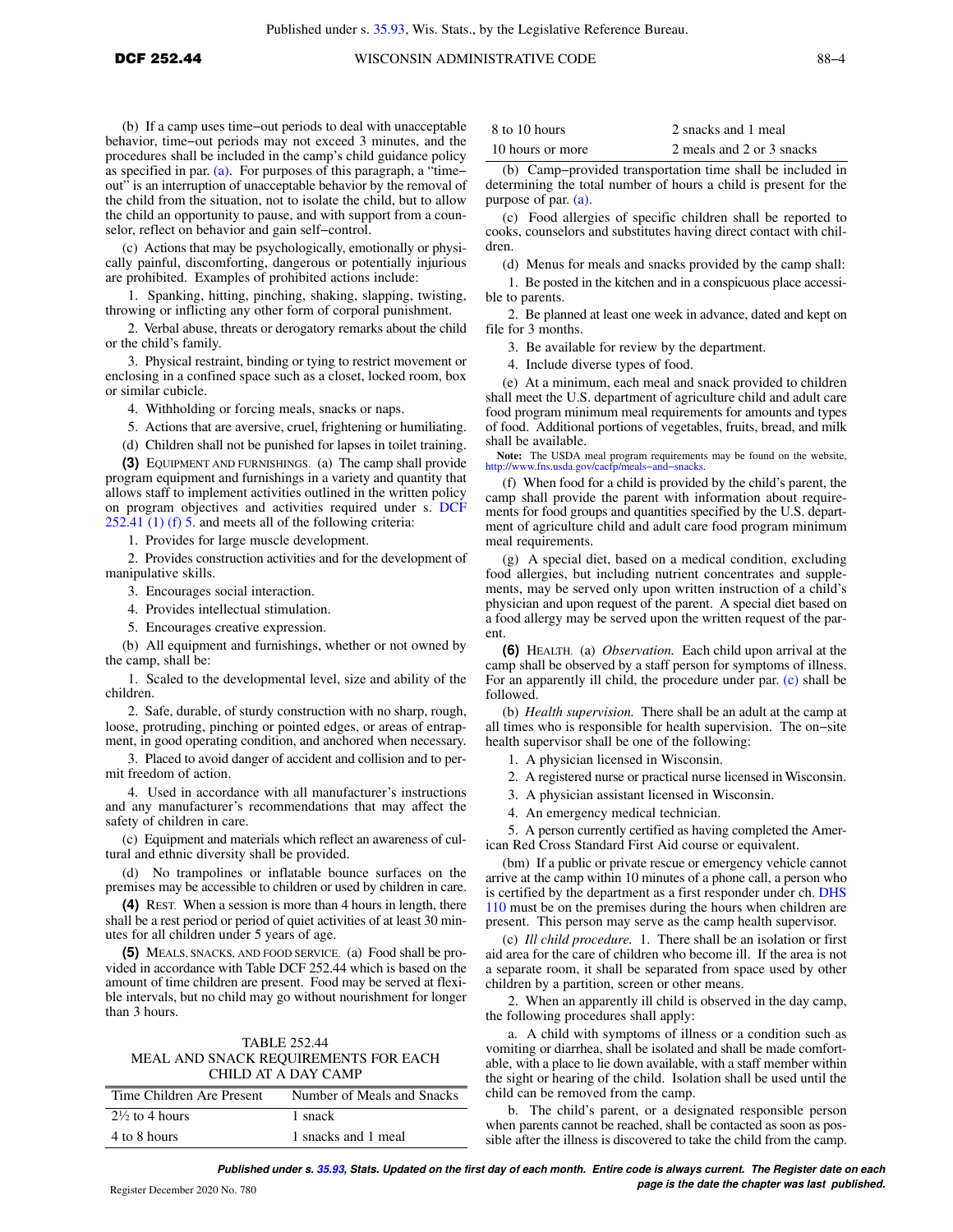(b) If a camp uses time−out periods to deal with unacceptable behavior, time−out periods may not exceed 3 minutes, and the procedures shall be included in the camp's child guidance policy as specified in par. (a). For purposes of this paragraph, a "time−out" is an interruption of unacceptable behavior by the removal of the child from the situation, not to isolate the child, but to allow the child an opportunity to pause, and with support from a counselor, reflect on behavior and gain self−control.

(c) Actions that may be psychologically, emotionally or physically painful, discomforting, dangerous or potentially injurious are prohibited. Examples of prohibited actions include:

1. Spanking, hitting, pinching, shaking, slapping, twisting, throwing or inflicting any other form of corporal punishment.

2. Verbal abuse, threats or derogatory remarks about the child or the child's family.

3. Physical restraint, binding or tying to restrict movement or enclosing in a confined space such as a closet, locked room, box or similar cubicle.

4. Withholding or forcing meals, snacks or naps.

5. Actions that are aversive, cruel, frightening or humiliating.

(d) Children shall not be punished for lapses in toilet training.

**(3)** EQUIPMENT AND FURNISHINGS. (a) The camp shall provide program equipment and furnishings in a variety and quantity that allows staff to implement activities outlined in the written policy on program objectives and activities required under s. DCF 252.41 (1) (f) 5. and meets all of the following criteria:

1. Provides for large muscle development.

2. Provides construction activities and for the development of manipulative skills.

3. Encourages social interaction.

4. Provides intellectual stimulation.

5. Encourages creative expression.

(b) All equipment and furnishings, whether or not owned by the camp, shall be:

1. Scaled to the developmental level, size and ability of the children.

2. Safe, durable, of sturdy construction with no sharp, rough, loose, protruding, pinching or pointed edges, or areas of entrapment, in good operating condition, and anchored when necessary.

3. Placed to avoid danger of accident and collision and to permit freedom of action.

4. Used in accordance with all manufacturer's instructions and any manufacturer's recommendations that may affect the safety of children in care.

(c) Equipment and materials which reflect an awareness of cultural and ethnic diversity shall be provided.

(d) No trampolines or inflatable bounce surfaces on the premises may be accessible to children or used by children in care.

**(4)** REST. When a session is more than 4 hours in length, there shall be a rest period or period of quiet activities of at least 30 minutes for all children under 5 years of age.

**(5)** MEALS, SNACKS, AND FOOD SERVICE. (a) Food shall be provided in accordance with Table DCF 252.44 which is based on the amount of time children are present. Food may be served at flexible intervals, but no child may go without nourishment for longer than 3 hours.

TABLE 252.44
MEAL AND SNACK REQUIREMENTS FOR EACH CHILD AT A DAY CAMP

| Time Children Are Present | Number of Meals and Snacks |
|---|---|
| 2½ to 4 hours | 1 snack |
| 4 to 8 hours | 1 snacks and 1 meal |
| 8 to 10 hours | 2 snacks and 1 meal |
| 10 hours or more | 2 meals and 2 or 3 snacks |

(b) Camp−provided transportation time shall be included in determining the total number of hours a child is present for the purpose of par. (a).

(c) Food allergies of specific children shall be reported to cooks, counselors and substitutes having direct contact with children.

(d) Menus for meals and snacks provided by the camp shall:

1. Be posted in the kitchen and in a conspicuous place accessible to parents.

2. Be planned at least one week in advance, dated and kept on file for 3 months.

3. Be available for review by the department.

4. Include diverse types of food.

(e) At a minimum, each meal and snack provided to children shall meet the U.S. department of agriculture child and adult care food program minimum meal requirements for amounts and types of food. Additional portions of vegetables, fruits, bread, and milk shall be available.

**Note:** The USDA meal program requirements may be found on the website, http://www.fns.usda.gov/cacfp/meals−and−snacks.

(f) When food for a child is provided by the child's parent, the camp shall provide the parent with information about requirements for food groups and quantities specified by the U.S. department of agriculture child and adult care food program minimum meal requirements.

(g) A special diet, based on a medical condition, excluding food allergies, but including nutrient concentrates and supplements, may be served only upon written instruction of a child's physician and upon request of the parent. A special diet based on a food allergy may be served upon the written request of the parent.

**(6)** HEALTH. (a) *Observation.* Each child upon arrival at the camp shall be observed by a staff person for symptoms of illness. For an apparently ill child, the procedure under par. (c) shall be followed.

(b) *Health supervision.* There shall be an adult at the camp at all times who is responsible for health supervision. The on−site health supervisor shall be one of the following:

1. A physician licensed in Wisconsin.

2. A registered nurse or practical nurse licensed in Wisconsin.

3. A physician assistant licensed in Wisconsin.

4. An emergency medical technician.

5. A person currently certified as having completed the American Red Cross Standard First Aid course or equivalent.

(bm) If a public or private rescue or emergency vehicle cannot arrive at the camp within 10 minutes of a phone call, a person who is certified by the department as a first responder under ch. DHS 110 must be on the premises during the hours when children are present. This person may serve as the camp health supervisor.

(c) *Ill child procedure.* 1. There shall be an isolation or first aid area for the care of children who become ill. If the area is not a separate room, it shall be separated from space used by other children by a partition, screen or other means.

2. When an apparently ill child is observed in the day camp, the following procedures shall apply:

a. A child with symptoms of illness or a condition such as vomiting or diarrhea, shall be isolated and shall be made comfortable, with a place to lie down available, with a staff member within the sight or hearing of the child. Isolation shall be used until the child can be removed from the camp.

b. The child's parent, or a designated responsible person when parents cannot be reached, shall be contacted as soon as possible after the illness is discovered to take the child from the camp.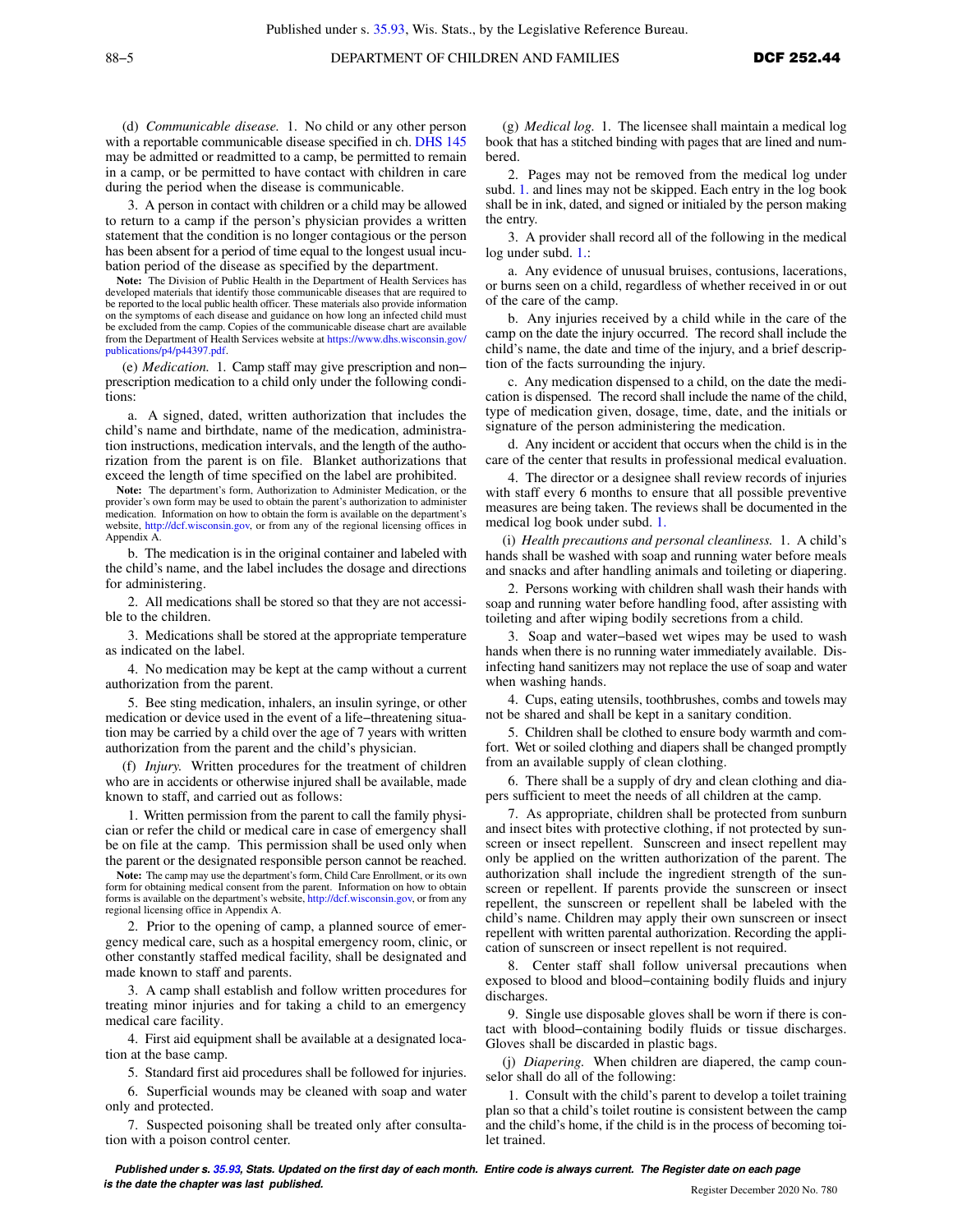(d) *Communicable disease.* 1. No child or any other person with a reportable communicable disease specified in ch. DHS 145 may be admitted or readmitted to a camp, be permitted to remain in a camp, or be permitted to have contact with children in care during the period when the disease is communicable.

3. A person in contact with children or a child may be allowed to return to a camp if the person's physician provides a written statement that the condition is no longer contagious or the person has been absent for a period of time equal to the longest usual incubation period of the disease as specified by the department.

**Note:** The Division of Public Health in the Department of Health Services has developed materials that identify those communicable diseases that are required to be reported to the local public health officer. These materials also provide information on the symptoms of each disease and guidance on how long an infected child must be excluded from the camp. Copies of the communicable disease chart are available from the Department of Health Services website at https://www.dhs.wisconsin.gov/publications/p4/p44397.pdf.

(e) *Medication.* 1. Camp staff may give prescription and non-prescription medication to a child only under the following conditions:

a. A signed, dated, written authorization that includes the child's name and birthdate, name of the medication, administration instructions, medication intervals, and the length of the authorization from the parent is on file. Blanket authorizations that exceed the length of time specified on the label are prohibited.

**Note:** The department's form, Authorization to Administer Medication, or the provider's own form may be used to obtain the parent's authorization to administer medication. Information on how to obtain the form is available on the department's website, http://dcf.wisconsin.gov, or from any of the regional licensing offices in Appendix A.

b. The medication is in the original container and labeled with the child's name, and the label includes the dosage and directions for administering.

2. All medications shall be stored so that they are not accessible to the children.

3. Medications shall be stored at the appropriate temperature as indicated on the label.

4. No medication may be kept at the camp without a current authorization from the parent.

5. Bee sting medication, inhalers, an insulin syringe, or other medication or device used in the event of a life-threatening situation may be carried by a child over the age of 7 years with written authorization from the parent and the child's physician.

(f) *Injury.* Written procedures for the treatment of children who are in accidents or otherwise injured shall be available, made known to staff, and carried out as follows:

1. Written permission from the parent to call the family physician or refer the child or medical care in case of emergency shall be on file at the camp. This permission shall be used only when the parent or the designated responsible person cannot be reached.

**Note:** The camp may use the department's form, Child Care Enrollment, or its own form for obtaining medical consent from the parent. Information on how to obtain forms is available on the department's website, http://dcf.wisconsin.gov, or from any regional licensing office in Appendix A.

2. Prior to the opening of camp, a planned source of emergency medical care, such as a hospital emergency room, clinic, or other constantly staffed medical facility, shall be designated and made known to staff and parents.

3. A camp shall establish and follow written procedures for treating minor injuries and for taking a child to an emergency medical care facility.

4. First aid equipment shall be available at a designated location at the base camp.

5. Standard first aid procedures shall be followed for injuries.

6. Superficial wounds may be cleaned with soap and water only and protected.

7. Suspected poisoning shall be treated only after consultation with a poison control center.

(g) *Medical log.* 1. The licensee shall maintain a medical log book that has a stitched binding with pages that are lined and numbered.

2. Pages may not be removed from the medical log under subd. 1. and lines may not be skipped. Each entry in the log book shall be in ink, dated, and signed or initialed by the person making the entry.

3. A provider shall record all of the following in the medical log under subd. 1.:

a. Any evidence of unusual bruises, contusions, lacerations, or burns seen on a child, regardless of whether received in or out of the care of the camp.

b. Any injuries received by a child while in the care of the camp on the date the injury occurred. The record shall include the child's name, the date and time of the injury, and a brief description of the facts surrounding the injury.

c. Any medication dispensed to a child, on the date the medication is dispensed. The record shall include the name of the child, type of medication given, dosage, time, date, and the initials or signature of the person administering the medication.

d. Any incident or accident that occurs when the child is in the care of the center that results in professional medical evaluation.

4. The director or a designee shall review records of injuries with staff every 6 months to ensure that all possible preventive measures are being taken. The reviews shall be documented in the medical log book under subd. 1.

(i) *Health precautions and personal cleanliness.* 1. A child's hands shall be washed with soap and running water before meals and snacks and after handling animals and toileting or diapering.

2. Persons working with children shall wash their hands with soap and running water before handling food, after assisting with toileting and after wiping bodily secretions from a child.

3. Soap and water-based wet wipes may be used to wash hands when there is no running water immediately available. Disinfecting hand sanitizers may not replace the use of soap and water when washing hands.

4. Cups, eating utensils, toothbrushes, combs and towels may not be shared and shall be kept in a sanitary condition.

5. Children shall be clothed to ensure body warmth and comfort. Wet or soiled clothing and diapers shall be changed promptly from an available supply of clean clothing.

6. There shall be a supply of dry and clean clothing and diapers sufficient to meet the needs of all children at the camp.

7. As appropriate, children shall be protected from sunburn and insect bites with protective clothing, if not protected by sunscreen or insect repellent. Sunscreen and insect repellent may only be applied on the written authorization of the parent. The authorization shall include the ingredient strength of the sunscreen or repellent. If parents provide the sunscreen or insect repellent, the sunscreen or repellent shall be labeled with the child's name. Children may apply their own sunscreen or insect repellent with written parental authorization. Recording the application of sunscreen or insect repellent is not required.

8. Center staff shall follow universal precautions when exposed to blood and blood-containing bodily fluids and injury discharges.

9. Single use disposable gloves shall be worn if there is contact with blood-containing bodily fluids or tissue discharges. Gloves shall be discarded in plastic bags.

(j) *Diapering.* When children are diapered, the camp counselor shall do all of the following:

1. Consult with the child's parent to develop a toilet training plan so that a child's toilet routine is consistent between the camp and the child's home, if the child is in the process of becoming toilet trained.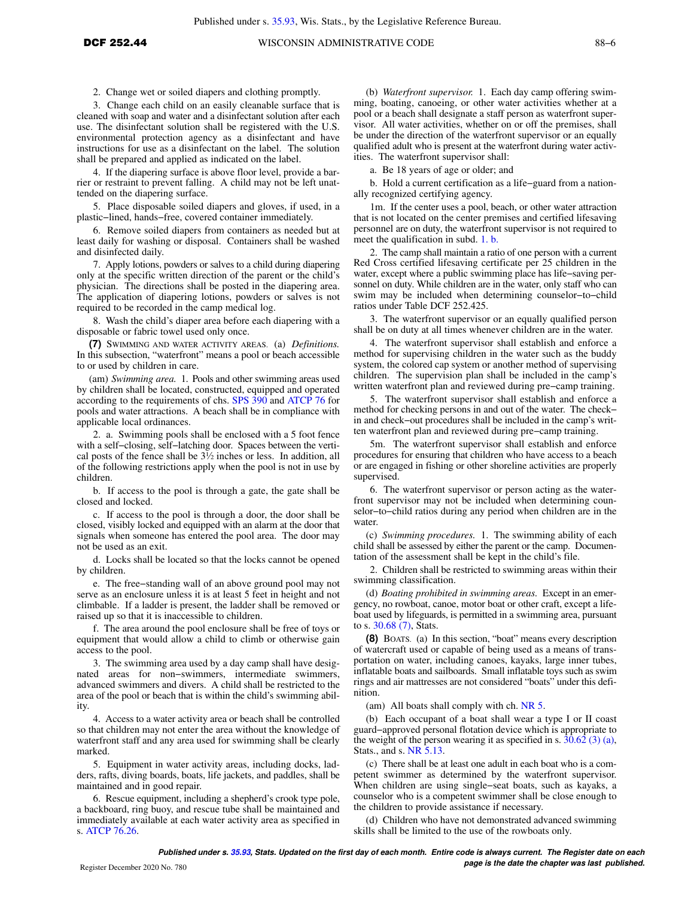2. Change wet or soiled diapers and clothing promptly.

3. Change each child on an easily cleanable surface that is cleaned with soap and water and a disinfectant solution after each use. The disinfectant solution shall be registered with the U.S. environmental protection agency as a disinfectant and have instructions for use as a disinfectant on the label. The solution shall be prepared and applied as indicated on the label.

4. If the diapering surface is above floor level, provide a barrier or restraint to prevent falling. A child may not be left unattended on the diapering surface.

5. Place disposable soiled diapers and gloves, if used, in a plastic−lined, hands−free, covered container immediately.

6. Remove soiled diapers from containers as needed but at least daily for washing or disposal. Containers shall be washed and disinfected daily.

7. Apply lotions, powders or salves to a child during diapering only at the specific written direction of the parent or the child's physician. The directions shall be posted in the diapering area. The application of diapering lotions, powders or salves is not required to be recorded in the camp medical log.

8. Wash the child's diaper area before each diapering with a disposable or fabric towel used only once.

**(7)** SWIMMING AND WATER ACTIVITY AREAS. (a) *Definitions.* In this subsection, "waterfront" means a pool or beach accessible to or used by children in care.

(am) *Swimming area.* 1. Pools and other swimming areas used by children shall be located, constructed, equipped and operated according to the requirements of chs. SPS 390 and ATCP 76 for pools and water attractions. A beach shall be in compliance with applicable local ordinances.

2. a. Swimming pools shall be enclosed with a 5 foot fence with a self−closing, self−latching door. Spaces between the vertical posts of the fence shall be 3½ inches or less. In addition, all of the following restrictions apply when the pool is not in use by children.

b. If access to the pool is through a gate, the gate shall be closed and locked.

c. If access to the pool is through a door, the door shall be closed, visibly locked and equipped with an alarm at the door that signals when someone has entered the pool area. The door may not be used as an exit.

d. Locks shall be located so that the locks cannot be opened by children.

e. The free−standing wall of an above ground pool may not serve as an enclosure unless it is at least 5 feet in height and not climbable. If a ladder is present, the ladder shall be removed or raised up so that it is inaccessible to children.

f. The area around the pool enclosure shall be free of toys or equipment that would allow a child to climb or otherwise gain access to the pool.

3. The swimming area used by a day camp shall have designated areas for non−swimmers, intermediate swimmers, advanced swimmers and divers. A child shall be restricted to the area of the pool or beach that is within the child's swimming ability.

4. Access to a water activity area or beach shall be controlled so that children may not enter the area without the knowledge of waterfront staff and any area used for swimming shall be clearly marked.

5. Equipment in water activity areas, including docks, ladders, rafts, diving boards, boats, life jackets, and paddles, shall be maintained and in good repair.

6. Rescue equipment, including a shepherd's crook type pole, a backboard, ring buoy, and rescue tube shall be maintained and immediately available at each water activity area as specified in s. ATCP 76.26.

(b) *Waterfront supervisor.* 1. Each day camp offering swimming, boating, canoeing, or other water activities whether at a pool or a beach shall designate a staff person as waterfront supervisor. All water activities, whether on or off the premises, shall be under the direction of the waterfront supervisor or an equally qualified adult who is present at the waterfront during water activities. The waterfront supervisor shall:

a. Be 18 years of age or older; and

b. Hold a current certification as a life−guard from a nationally recognized certifying agency.

1m. If the center uses a pool, beach, or other water attraction that is not located on the center premises and certified lifesaving personnel are on duty, the waterfront supervisor is not required to meet the qualification in subd. 1. b.

2. The camp shall maintain a ratio of one person with a current Red Cross certified lifesaving certificate per 25 children in the water, except where a public swimming place has life−saving personnel on duty. While children are in the water, only staff who can swim may be included when determining counselor−to−child ratios under Table DCF 252.425.

3. The waterfront supervisor or an equally qualified person shall be on duty at all times whenever children are in the water.

4. The waterfront supervisor shall establish and enforce a method for supervising children in the water such as the buddy system, the colored cap system or another method of supervising children. The supervision plan shall be included in the camp's written waterfront plan and reviewed during pre−camp training.

5. The waterfront supervisor shall establish and enforce a method for checking persons in and out of the water. The check−in and check−out procedures shall be included in the camp's written waterfront plan and reviewed during pre−camp training.

5m. The waterfront supervisor shall establish and enforce procedures for ensuring that children who have access to a beach or are engaged in fishing or other shoreline activities are properly supervised.

6. The waterfront supervisor or person acting as the waterfront supervisor may not be included when determining counselor−to−child ratios during any period when children are in the water.

(c) *Swimming procedures.* 1. The swimming ability of each child shall be assessed by either the parent or the camp. Documentation of the assessment shall be kept in the child's file.

2. Children shall be restricted to swimming areas within their swimming classification.

(d) *Boating prohibited in swimming areas.* Except in an emergency, no rowboat, canoe, motor boat or other craft, except a lifeboat used by lifeguards, is permitted in a swimming area, pursuant to s. 30.68 (7), Stats.

**(8)** BOATS. (a) In this section, "boat" means every description of watercraft used or capable of being used as a means of transportation on water, including canoes, kayaks, large inner tubes, inflatable boats and sailboards. Small inflatable toys such as swim rings and air mattresses are not considered "boats" under this definition.

(am) All boats shall comply with ch. NR 5.

(b) Each occupant of a boat shall wear a type I or II coast guard−approved personal flotation device which is appropriate to the weight of the person wearing it as specified in s. 30.62 (3) (a), Stats., and s. NR 5.13.

(c) There shall be at least one adult in each boat who is a competent swimmer as determined by the waterfront supervisor. When children are using single−seat boats, such as kayaks, a counselor who is a competent swimmer shall be close enough to the children to provide assistance if necessary.

(d) Children who have not demonstrated advanced swimming skills shall be limited to the use of the rowboats only.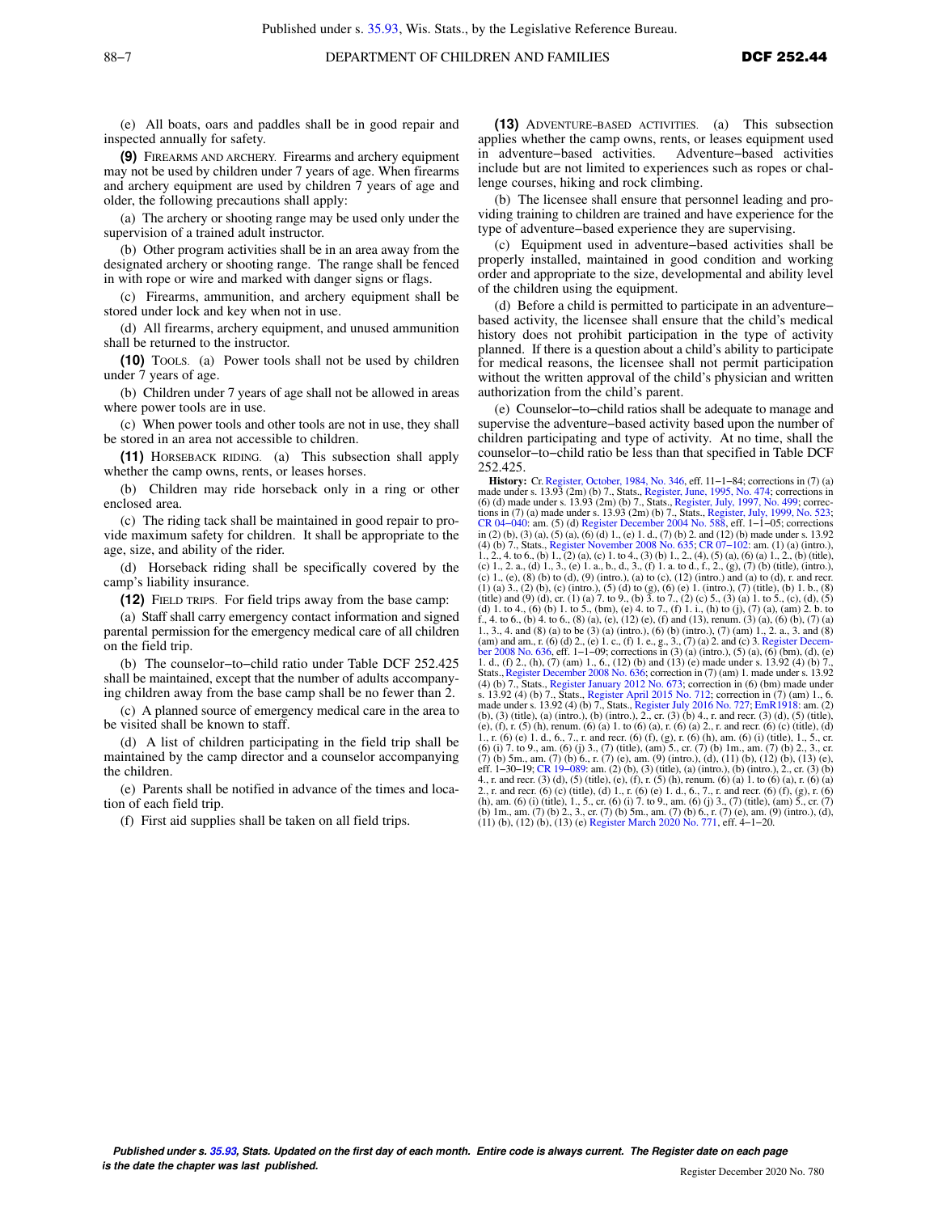(e) All boats, oars and paddles shall be in good repair and inspected annually for safety.

**(9)** FIREARMS AND ARCHERY. Firearms and archery equipment may not be used by children under 7 years of age. When firearms and archery equipment are used by children 7 years of age and older, the following precautions shall apply:

(a) The archery or shooting range may be used only under the supervision of a trained adult instructor.

(b) Other program activities shall be in an area away from the designated archery or shooting range. The range shall be fenced in with rope or wire and marked with danger signs or flags.

(c) Firearms, ammunition, and archery equipment shall be stored under lock and key when not in use.

(d) All firearms, archery equipment, and unused ammunition shall be returned to the instructor.

**(10)** TOOLS. (a) Power tools shall not be used by children under 7 years of age.

(b) Children under 7 years of age shall not be allowed in areas where power tools are in use.

(c) When power tools and other tools are not in use, they shall be stored in an area not accessible to children.

**(11)** HORSEBACK RIDING. (a) This subsection shall apply whether the camp owns, rents, or leases horses.

(b) Children may ride horseback only in a ring or other enclosed area.

(c) The riding tack shall be maintained in good repair to provide maximum safety for children. It shall be appropriate to the age, size, and ability of the rider.

(d) Horseback riding shall be specifically covered by the camp's liability insurance.

**(12)** FIELD TRIPS. For field trips away from the base camp:

(a) Staff shall carry emergency contact information and signed parental permission for the emergency medical care of all children on the field trip.

(b) The counselor−to−child ratio under Table DCF 252.425 shall be maintained, except that the number of adults accompanying children away from the base camp shall be no fewer than 2.

(c) A planned source of emergency medical care in the area to be visited shall be known to staff.

(d) A list of children participating in the field trip shall be maintained by the camp director and a counselor accompanying the children.

(e) Parents shall be notified in advance of the times and location of each field trip.

(f) First aid supplies shall be taken on all field trips.

**(13)** ADVENTURE−BASED ACTIVITIES. (a) This subsection applies whether the camp owns, rents, or leases equipment used in adventure−based activities. Adventure−based activities include but are not limited to experiences such as ropes or challenge courses, hiking and rock climbing.

(b) The licensee shall ensure that personnel leading and providing training to children are trained and have experience for the type of adventure−based experience they are supervising.

(c) Equipment used in adventure−based activities shall be properly installed, maintained in good condition and working order and appropriate to the size, developmental and ability level of the children using the equipment.

(d) Before a child is permitted to participate in an adventure−based activity, the licensee shall ensure that the child's medical history does not prohibit participation in the type of activity planned. If there is a question about a child's ability to participate for medical reasons, the licensee shall not permit participation without the written approval of the child's physician and written authorization from the child's parent.

(e) Counselor−to−child ratios shall be adequate to manage and supervise the adventure−based activity based upon the number of children participating and type of activity. At no time, shall the counselor−to−child ratio be less than that specified in Table DCF 252.425.

**History:** Cr. Register, October, 1984, No. 346, eff. 11−1−84; corrections in (7) (a) made under s. 13.93 (2m) (b) 7., Stats., Register, June, 1995, No. 474; corrections in (6) (d) made under s. 13.93 (2m) (b) 7., Stats., Register, July, 1997, No. 499; corrections in (7) (a) made under s. 13.93 (2m) (b) 7., Stats., Register, July, 1999, No. 523; CR 04−040: am. (5) (d) Register December 2004 No. 588, eff. 1−1−05; corrections in (2) (b), (3) (a), (5) (a), (6) (d) 1., (e) 1. d., (7) (b) 2. and (12) (b) made under s. 13.92 (4) (b) 7., Stats., Register November 2008 No. 635; CR 07−102: am. (1) (a) (intro.), 1., 2., 4. to 6., (b) 1., (2) (a), (c) 1. to 4., (3) (b) 1., 2., (4), (5) (a), (6) (a) 1., 2., (b) (title), (c) 1., 2. a., (d) 1., 3., (e) 1. a., b., d., 3., (f) 1. a. to d., f., 2., (g), (7) (b) (title), (intro.), (c) 1., (e), (8) (b) to (d), (9) (intro.), (a) to (c), (12) (intro.) and (a) to (d), r. and recr. (1) (a) 3., (2) (b), (c) (intro.), (5) (d) to (g), (6) (e) 1. (intro.), (7) (title), (b) 1. b., (8) (title) and (9) (d), cr. (1) (a) 7. to 9., (b) 3. to 7., (2) (c) 5., (3) (a) 1. to 5., (c), (d), (5) (d) 1. to 4., (6) (b) 1. to 5., (bm), (e) 4. to 7., (f) 1. i., (h) to (j), (7) (a), (am) 2. b. to f., 4. to 6., (b) 4. to 6., (8) (a), (e), (12) (e), (f) and (13), renum. (3) (a), (6) (b), (7) (a) 1., 3., 4. and (8) (a) to be (3) (a) (intro.), (6) (b) (intro.), (7) (am) 1., 2. a., 3. and (8) (am) and am., r. (6) (d) 2., (e) 1. c., (f) 1. e., g., 3., (7) (a) 2. and (c) 3. Register December 2008 No. 636, eff. 1−1−09; corrections in (3) (a) (intro.), (5) (a), (6) (bm), (d), (e) 1. d., (f) 2., (h), (7) (am) 1., 6., (12) (b) and (13) (e) made under s. 13.92 (4) (b) 7., Stats., Register December 2008 No. 636; correction in (7) (am) 1. made under s. 13.92 (4) (b) 7., Stats., Register January 2012 No. 673; correction in (6) (bm) made under s. 13.92 (4) (b) 7., Stats., Register April 2015 No. 712; correction in (7) (am) 1., 6. made under s. 13.92 (4) (b) 7., Stats., Register July 2016 No. 727; EmR1918: am. (2) (b), (3) (title), (a) (intro.), (b) (intro.), 2., cr. (3) (b) 4., r. and recr. (3) (d), (5) (title), (e), (f), r. (5) (h), renum. (6) (a) 1. to (6) (a), r. (6) (a) 2., r. and recr. (6) (c) (title), (d) 1., r. (6) (e) 1. d., 6., 7., r. and recr. (6) (f), (g), r. (6) (h), am. (6) (i) (title), 1., 5., cr. (6) (i) 7. to 9., am. (6) (j) 3., (7) (title), (am) 5., cr. (7) (b) 1m., am. (7) (b) 2., 3., cr. (7) (b) 5m., am. (7) (b) 6., r. (7) (e), am. (9) (intro.), (d), (11) (b), (12) (b), (13) (e), eff. 1−30−19; CR 19−089: am. (2) (b), (3) (title), (a) (intro.), (b) (intro.), 2., cr. (3) (b) 4., r. and recr. (3) (d), (5) (title), (e), (f), r. (5) (h), renum. (6) (a) 1. to (6) (a), r. (6) (a) 2., r. and recr. (6) (c) (title), (d) 1., r. (6) (e) 1. d., 6., 7., r. and recr. (6) (f), (g), r. (6) (h), am. (6) (i) (title), 1., 5., cr. (6) (i) 7. to 9., am. (6) (j) 3., (7) (title), (am) 5., cr. (7) (b) 1m., am. (7) (b) 2., 3., cr. (7) (b) 5m., am. (7) (b) 6., r. (7) (e), am. (9) (intro.), (d), (11) (b), (12) (b), (13) (e) Register March 2020 No. 771, eff. 4−1−20.